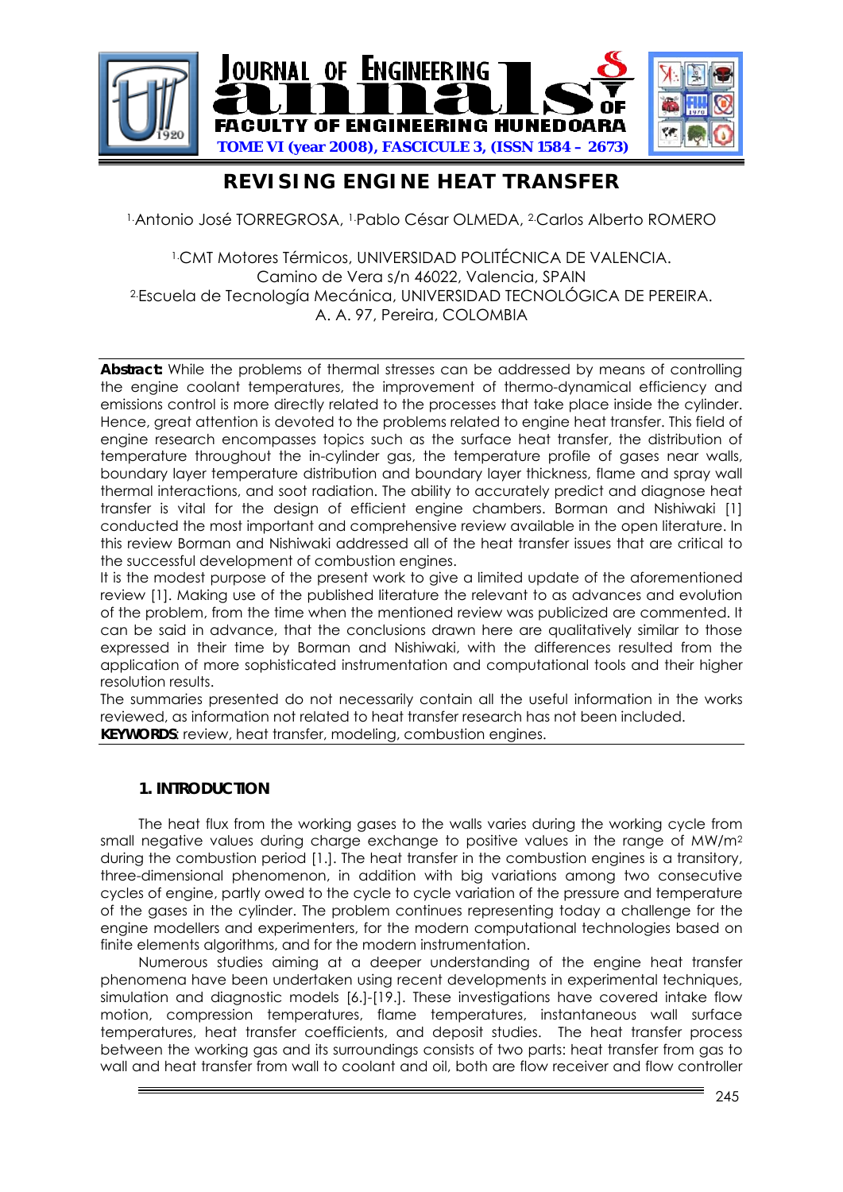# REVISING ENGINE HEAT TRANSFER

[1.]Antonio José TORREGROSA, [1.]Pablo César OLMEDA, [2.]Carlos Alberto ROMERO

[1.]CMT Motores Térmicos, UNIVERSIDAD POLITÉCNICA DE VALENCIA.
Camino de Vera s/n 46022, Valencia, SPAIN
[2.]Escuela de Tecnología Mecánica, UNIVERSIDAD TECNOLÓGICA DE PEREIRA.
A. A. 97, Pereira, COLOMBIA

**Abstract:** While the problems of thermal stresses can be addressed by means of controlling the engine coolant temperatures, the improvement of thermo-dynamical efficiency and emissions control is more directly related to the processes that take place inside the cylinder. Hence, great attention is devoted to the problems related to engine heat transfer. This field of engine research encompasses topics such as the surface heat transfer, the distribution of temperature throughout the in-cylinder gas, the temperature profile of gases near walls, boundary layer temperature distribution and boundary layer thickness, flame and spray wall thermal interactions, and soot radiation. The ability to accurately predict and diagnose heat transfer is vital for the design of efficient engine chambers. Borman and Nishiwaki [1] conducted the most important and comprehensive review available in the open literature. In this review Borman and Nishiwaki addressed all of the heat transfer issues that are critical to the successful development of combustion engines.

It is the modest purpose of the present work to give a limited update of the aforementioned review [1]. Making use of the published literature the relevant to as advances and evolution of the problem, from the time when the mentioned review was publicized are commented. It can be said in advance, that the conclusions drawn here are qualitatively similar to those expressed in their time by Borman and Nishiwaki, with the differences resulted from the application of more sophisticated instrumentation and computational tools and their higher resolution results.

The summaries presented do not necessarily contain all the useful information in the works reviewed, as information not related to heat transfer research has not been included.

**KEYWORDS**: review, heat transfer, modeling, combustion engines.

## 1. INTRODUCTION

The heat flux from the working gases to the walls varies during the working cycle from small negative values during charge exchange to positive values in the range of MW/m$^2$ during the combustion period [1.]. The heat transfer in the combustion engines is a transitory, three-dimensional phenomenon, in addition with big variations among two consecutive cycles of engine, partly owed to the cycle to cycle variation of the pressure and temperature of the gases in the cylinder. The problem continues representing today a challenge for the engine modellers and experimenters, for the modern computational technologies based on finite elements algorithms, and for the modern instrumentation.

Numerous studies aiming at a deeper understanding of the engine heat transfer phenomena have been undertaken using recent developments in experimental techniques, simulation and diagnostic models [6.]-[19.]. These investigations have covered intake flow motion, compression temperatures, flame temperatures, instantaneous wall surface temperatures, heat transfer coefficients, and deposit studies. The heat transfer process between the working gas and its surroundings consists of two parts: heat transfer from gas to wall and heat transfer from wall to coolant and oil, both are flow receiver and flow controller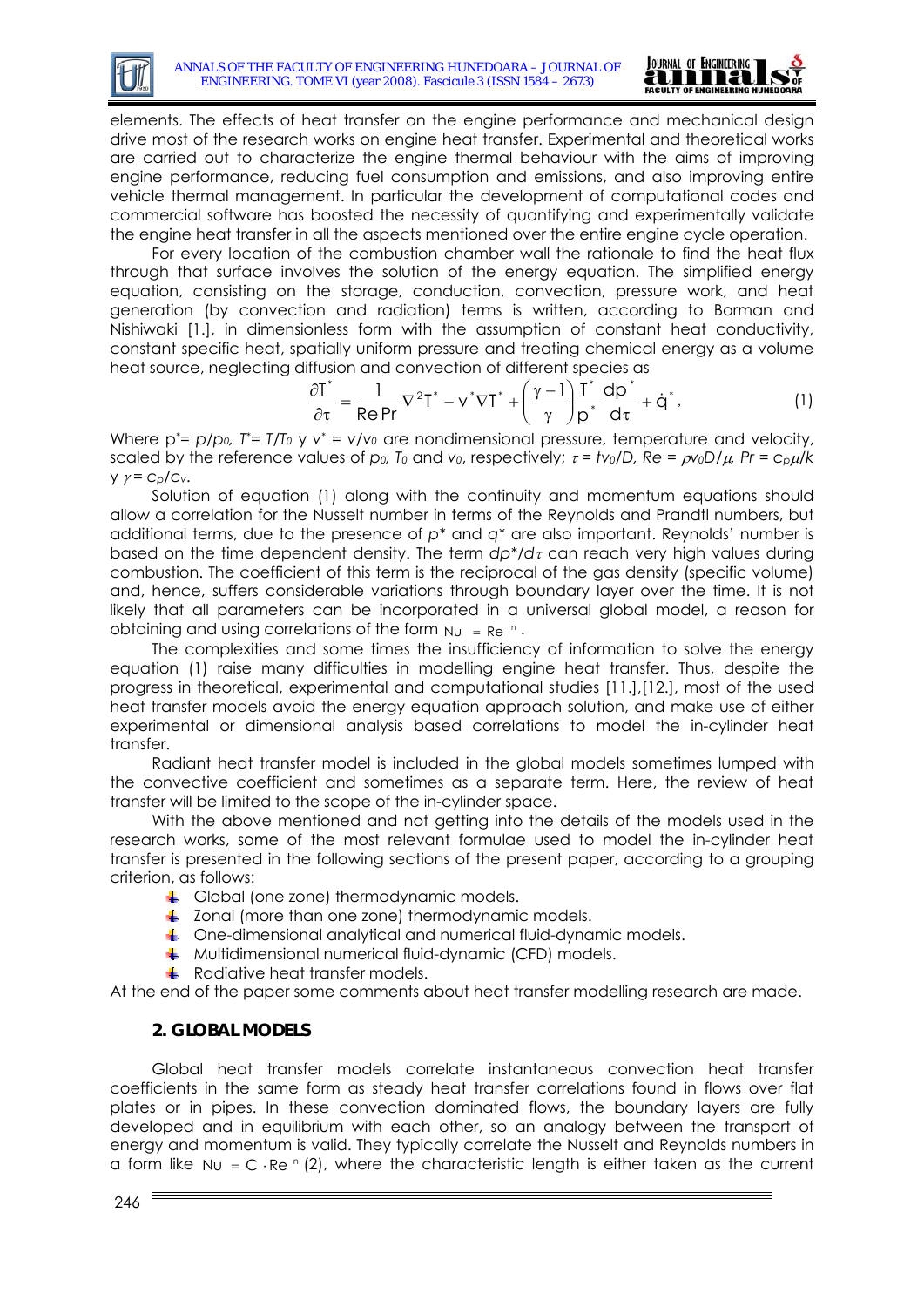elements. The effects of heat transfer on the engine performance and mechanical design drive most of the research works on engine heat transfer. Experimental and theoretical works are carried out to characterize the engine thermal behaviour with the aims of improving engine performance, reducing fuel consumption and emissions, and also improving entire vehicle thermal management. In particular the development of computational codes and commercial software has boosted the necessity of quantifying and experimentally validate the engine heat transfer in all the aspects mentioned over the entire engine cycle operation.

For every location of the combustion chamber wall the rationale to find the heat flux through that surface involves the solution of the energy equation. The simplified energy equation, consisting on the storage, conduction, convection, pressure work, and heat generation (by convection and radiation) terms is written, according to Borman and Nishiwaki [1.], in dimensionless form with the assumption of constant heat conductivity, constant specific heat, spatially uniform pressure and treating chemical energy as a volume heat source, neglecting diffusion and convection of different species as

$$\frac{\partial T^*}{\partial \tau} = \frac{1}{\mathrm{Re}\,\mathrm{Pr}}\nabla^2 T^* - v^*\nabla T^* + \left(\frac{\gamma - 1}{\gamma}\right)\frac{T^*}{p^*}\frac{dp^*}{d\tau} + \dot{q}^*, \tag{1}$$

Where $p^* = p/p_0$, $T^* = T/T_0$ y $v^* = v/v_0$ are nondimensional pressure, temperature and velocity, scaled by the reference values of $p_0$, $T_0$ and $v_0$, respectively; $\tau = tv_0/D$, $Re = \rho v_0 D/\mu$, $Pr = c_p\mu/k$ y $\gamma = c_p/c_v$.

Solution of equation (1) along with the continuity and momentum equations should allow a correlation for the Nusselt number in terms of the Reynolds and Prandtl numbers, but additional terms, due to the presence of $p^*$ and $q^*$ are also important. Reynolds' number is based on the time dependent density. The term $dp^*/d\tau$ can reach very high values during combustion. The coefficient of this term is the reciprocal of the gas density (specific volume) and, hence, suffers considerable variations through boundary layer over the time. It is not likely that all parameters can be incorporated in a universal global model, a reason for obtaining and using correlations of the form $Nu = Re^n$.

The complexities and some times the insufficiency of information to solve the energy equation (1) raise many difficulties in modelling engine heat transfer. Thus, despite the progress in theoretical, experimental and computational studies [11.],[12.], most of the used heat transfer models avoid the energy equation approach solution, and make use of either experimental or dimensional analysis based correlations to model the in-cylinder heat transfer.

Radiant heat transfer model is included in the global models sometimes lumped with the convective coefficient and sometimes as a separate term. Here, the review of heat transfer will be limited to the scope of the in-cylinder space.

With the above mentioned and not getting into the details of the models used in the research works, some of the most relevant formulae used to model the in-cylinder heat transfer is presented in the following sections of the present paper, according to a grouping criterion, as follows:

- Global (one zone) thermodynamic models.
- Zonal (more than one zone) thermodynamic models.
- One-dimensional analytical and numerical fluid-dynamic models.
- Multidimensional numerical fluid-dynamic (CFD) models.
- Radiative heat transfer models.

At the end of the paper some comments about heat transfer modelling research are made.

## 2. GLOBAL MODELS

Global heat transfer models correlate instantaneous convection heat transfer coefficients in the same form as steady heat transfer correlations found in flows over flat plates or in pipes. In these convection dominated flows, the boundary layers are fully developed and in equilibrium with each other, so an analogy between the transport of energy and momentum is valid. They typically correlate the Nusselt and Reynolds numbers in a form like $Nu = C \cdot Re^n$ (2), where the characteristic length is either taken as the current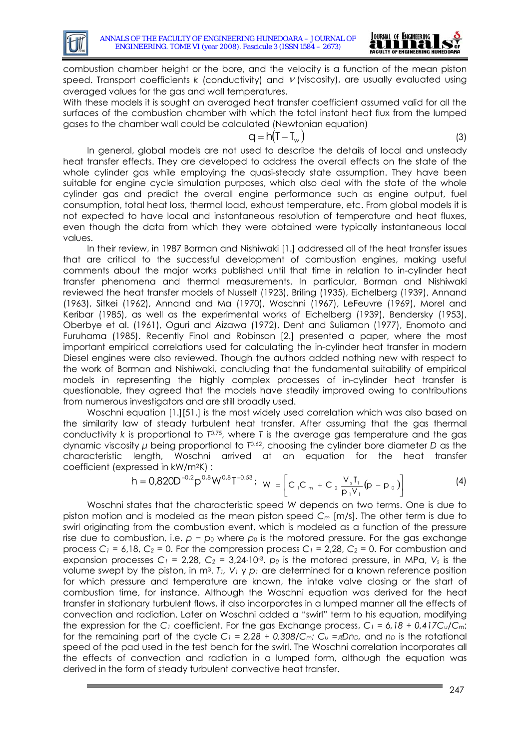combustion chamber height or the bore, and the velocity is a function of the mean piston speed. Transport coefficients $k$ (conductivity) and $\nu$ (viscosity), are usually evaluated using averaged values for the gas and wall temperatures.

With these models it is sought an averaged heat transfer coefficient assumed valid for all the surfaces of the combustion chamber with which the total instant heat flux from the lumped gases to the chamber wall could be calculated (Newtonian equation)

$$q = h(T - T_w) \tag{3}$$

In general, global models are not used to describe the details of local and unsteady heat transfer effects. They are developed to address the overall effects on the state of the whole cylinder gas while employing the quasi-steady state assumption. They have been suitable for engine cycle simulation purposes, which also deal with the state of the whole cylinder gas and predict the overall engine performance such as engine output, fuel consumption, total heat loss, thermal load, exhaust temperature, etc. From global models it is not expected to have local and instantaneous resolution of temperature and heat fluxes, even though the data from which they were obtained were typically instantaneous local values.

In their review, in 1987 Borman and Nishiwaki [1.] addressed all of the heat transfer issues that are critical to the successful development of combustion engines, making useful comments about the major works published until that time in relation to in-cylinder heat transfer phenomena and thermal measurements. In particular, Borman and Nishiwaki reviewed the heat transfer models of Nusselt (1923), Briling (1935), Eichelberg (1939), Annand (1963), Sitkei (1962), Annand and Ma (1970), Woschni (1967), LeFeuvre (1969), Morel and Keribar (1985), as well as the experimental works of Eichelberg (1939), Bendersky (1953), Oberbye et al. (1961), Oguri and Aizawa (1972), Dent and Suliaman (1977), Enomoto and Furuhama (1985). Recently Finol and Robinson [2.] presented a paper, where the most important empirical correlations used for calculating the in-cylinder heat transfer in modern Diesel engines were also reviewed. Though the authors added nothing new with respect to the work of Borman and Nishiwaki, concluding that the fundamental suitability of empirical models in representing the highly complex processes of in-cylinder heat transfer is questionable, they agreed that the models have steadily improved owing to contributions from numerous investigators and are still broadly used.

Woschni equation [1.][51.] is the most widely used correlation which was also based on the similarity law of steady turbulent heat transfer. After assuming that the gas thermal conductivity $k$ is proportional to $T^{0,75}$, where $T$ is the average gas temperature and the gas dynamic viscosity $\mu$ being proportional to $T^{0,62}$, choosing the cylinder bore diameter $D$ as the characteristic length, Woschni arrived at an equation for the heat transfer coefficient (expressed in kW/m$^2$K) :

$$h = 0{,}820 D^{-0,2} p^{0,8} W^{0,8} T^{-0,53}; \quad W = \left[ C_1 C_m + C_2 \frac{V_s T_1}{p_1 V_1}(p - p_0) \right] \tag{4}$$

Woschni states that the characteristic speed $W$ depends on two terms. One is due to piston motion and is modeled as the mean piston speed $C_m$ [m/s]. The other term is due to swirl originating from the combustion event, which is modeled as a function of the pressure rise due to combustion, i.e. $p - p_0$ where $p_0$ is the motored pressure. For the gas exchange process $C_1 = 6{,}18$, $C_2 = 0$. For the compression process $C_1 = 2{,}28$, $C_2 = 0$. For combustion and expansion processes $C_1 = 2{,}28$, $C_2 = 3{,}24 \cdot 10^{-3}$. $p_0$ is the motored pressure, in MPa, $V_s$ is the volume swept by the piston, in m$^3$. $T_1$, $V_1$ y $p_1$ are determined for a known reference position for which pressure and temperature are known, the intake valve closing or the start of combustion time, for instance. Although the Woschni equation was derived for the heat transfer in stationary turbulent flows, it also incorporates in a lumped manner all the effects of convection and radiation. Later on Woschni added a "swirl" term to his equation, modifying the expression for the $C_1$ coefficient. For the gas Exchange process, $C_1 = 6{,}18 + 0{,}417 C_u/C_m$; for the remaining part of the cycle $C_1 = 2{,}28 + 0{,}308/C_m$; $C_u = \pi D n_D$, and $n_D$ is the rotational speed of the pad used in the test bench for the swirl. The Woschni correlation incorporates all the effects of convection and radiation in a lumped form, although the equation was derived in the form of steady turbulent convective heat transfer.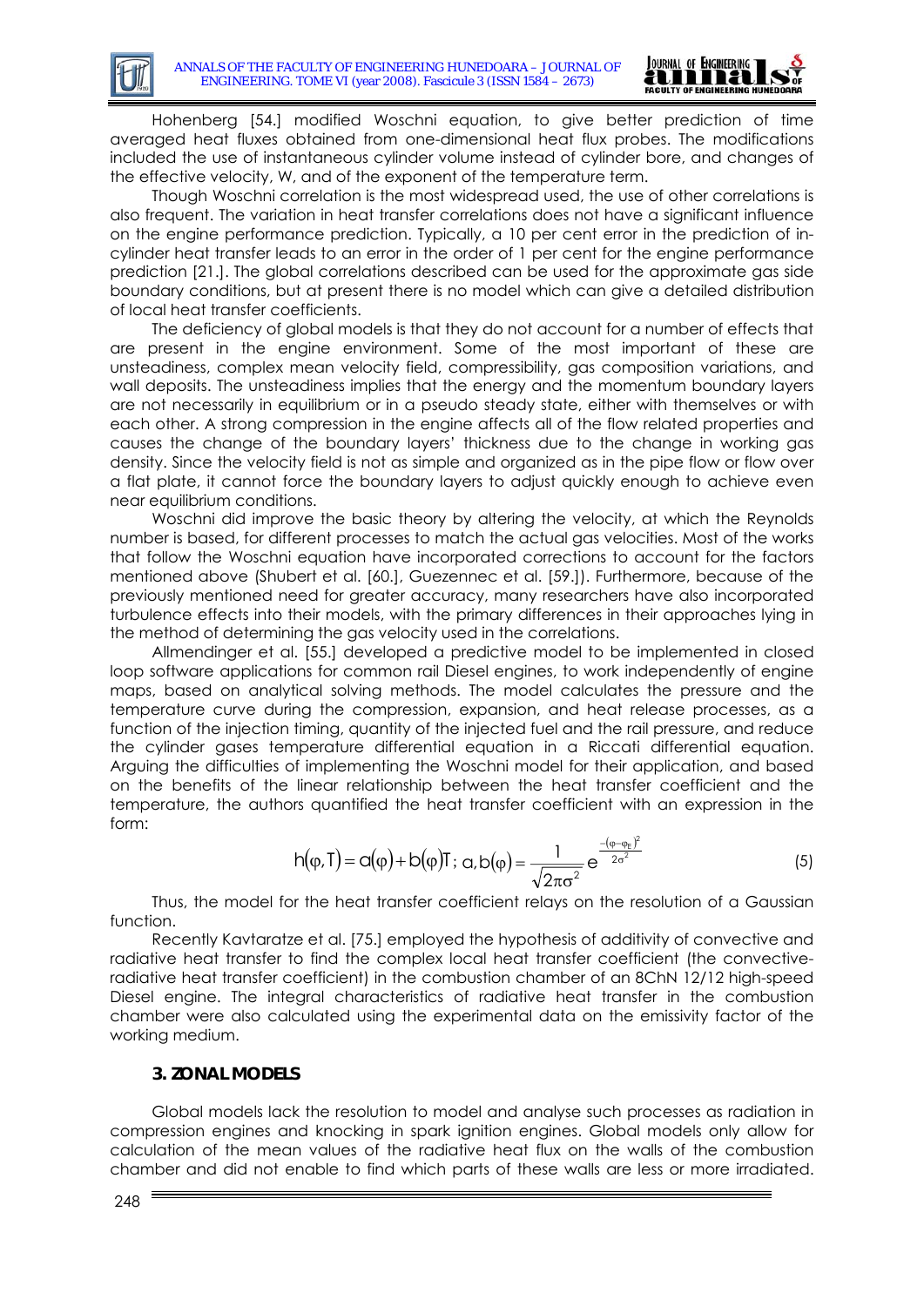Hohenberg [54.] modified Woschni equation, to give better prediction of time averaged heat fluxes obtained from one-dimensional heat flux probes. The modifications included the use of instantaneous cylinder volume instead of cylinder bore, and changes of the effective velocity, W, and of the exponent of the temperature term.

Though Woschni correlation is the most widespread used, the use of other correlations is also frequent. The variation in heat transfer correlations does not have a significant influence on the engine performance prediction. Typically, a 10 per cent error in the prediction of in-cylinder heat transfer leads to an error in the order of 1 per cent for the engine performance prediction [21.]. The global correlations described can be used for the approximate gas side boundary conditions, but at present there is no model which can give a detailed distribution of local heat transfer coefficients.

The deficiency of global models is that they do not account for a number of effects that are present in the engine environment. Some of the most important of these are unsteadiness, complex mean velocity field, compressibility, gas composition variations, and wall deposits. The unsteadiness implies that the energy and the momentum boundary layers are not necessarily in equilibrium or in a pseudo steady state, either with themselves or with each other. A strong compression in the engine affects all of the flow related properties and causes the change of the boundary layers' thickness due to the change in working gas density. Since the velocity field is not as simple and organized as in the pipe flow or flow over a flat plate, it cannot force the boundary layers to adjust quickly enough to achieve even near equilibrium conditions.

Woschni did improve the basic theory by altering the velocity, at which the Reynolds number is based, for different processes to match the actual gas velocities. Most of the works that follow the Woschni equation have incorporated corrections to account for the factors mentioned above (Shubert et al. [60.], Guezennec et al. [59.]). Furthermore, because of the previously mentioned need for greater accuracy, many researchers have also incorporated turbulence effects into their models, with the primary differences in their approaches lying in the method of determining the gas velocity used in the correlations.

Allmendinger et al. [55.] developed a predictive model to be implemented in closed loop software applications for common rail Diesel engines, to work independently of engine maps, based on analytical solving methods. The model calculates the pressure and the temperature curve during the compression, expansion, and heat release processes, as a function of the injection timing, quantity of the injected fuel and the rail pressure, and reduce the cylinder gases temperature differential equation in a Riccati differential equation. Arguing the difficulties of implementing the Woschni model for their application, and based on the benefits of the linear relationship between the heat transfer coefficient and the temperature, the authors quantified the heat transfer coefficient with an expression in the form:

$$h(\varphi,T) = a(\varphi) + b(\varphi)T;\; a,b(\varphi) = \frac{1}{\sqrt{2\pi\sigma^2}}e^{\frac{-(\varphi-\varphi_E)^2}{2\sigma^2}} \tag{5}$$

Thus, the model for the heat transfer coefficient relays on the resolution of a Gaussian function.

Recently Kavtaratze et al. [75.] employed the hypothesis of additivity of convective and radiative heat transfer to find the complex local heat transfer coefficient (the convective-radiative heat transfer coefficient) in the combustion chamber of an 8ChN 12/12 high-speed Diesel engine. The integral characteristics of radiative heat transfer in the combustion chamber were also calculated using the experimental data on the emissivity factor of the working medium.

## 3. ZONAL MODELS

Global models lack the resolution to model and analyse such processes as radiation in compression engines and knocking in spark ignition engines. Global models only allow for calculation of the mean values of the radiative heat flux on the walls of the combustion chamber and did not enable to find which parts of these walls are less or more irradiated.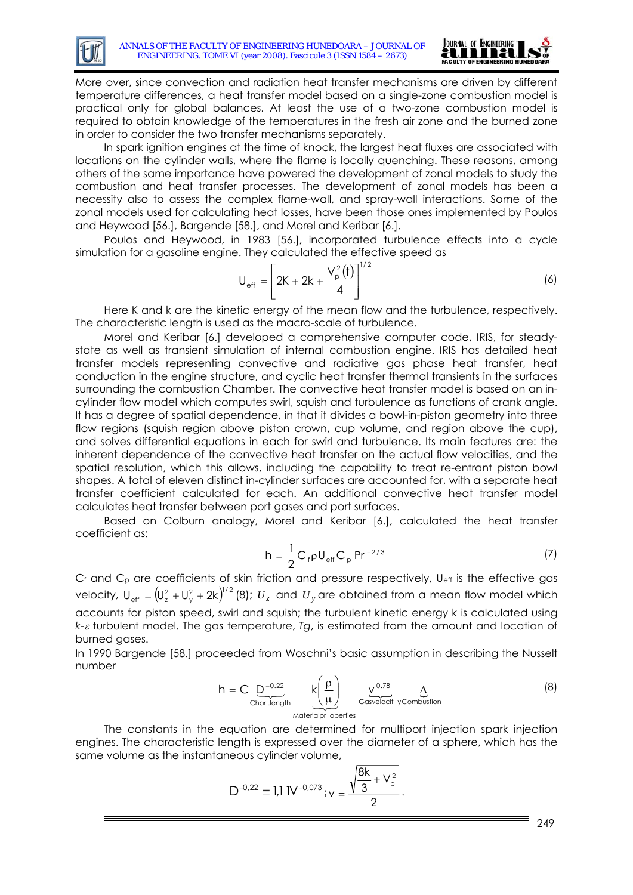More over, since convection and radiation heat transfer mechanisms are driven by different temperature differences, a heat transfer model based on a single-zone combustion model is practical only for global balances. At least the use of a two-zone combustion model is required to obtain knowledge of the temperatures in the fresh air zone and the burned zone in order to consider the two transfer mechanisms separately.

In spark ignition engines at the time of knock, the largest heat fluxes are associated with locations on the cylinder walls, where the flame is locally quenching. These reasons, among others of the same importance have powered the development of zonal models to study the combustion and heat transfer processes. The development of zonal models has been a necessity also to assess the complex flame-wall, and spray-wall interactions. Some of the zonal models used for calculating heat losses, have been those ones implemented by Poulos and Heywood [56.], Bargende [58.], and Morel and Keribar [6.].

Poulos and Heywood, in 1983 [56.], incorporated turbulence effects into a cycle simulation for a gasoline engine. They calculated the effective speed as

$$U_{eff} = \left[ 2K + 2k + \frac{V_p^2(t)}{4} \right]^{1/2} \tag{6}$$

Here K and k are the kinetic energy of the mean flow and the turbulence, respectively. The characteristic length is used as the macro-scale of turbulence.

Morel and Keribar [6.] developed a comprehensive computer code, IRIS, for steady-state as well as transient simulation of internal combustion engine. IRIS has detailed heat transfer models representing convective and radiative gas phase heat transfer, heat conduction in the engine structure, and cyclic heat transfer thermal transients in the surfaces surrounding the combustion Chamber. The convective heat transfer model is based on an in-cylinder flow model which computes swirl, squish and turbulence as functions of crank angle. It has a degree of spatial dependence, in that it divides a bowl-in-piston geometry into three flow regions (squish region above piston crown, cup volume, and region above the cup), and solves differential equations in each for swirl and turbulence. Its main features are: the inherent dependence of the convective heat transfer on the actual flow velocities, and the spatial resolution, which this allows, including the capability to treat re-entrant piston bowl shapes. A total of eleven distinct in-cylinder surfaces are accounted for, with a separate heat transfer coefficient calculated for each. An additional convective heat transfer model calculates heat transfer between port gases and port surfaces.

Based on Colburn analogy, Morel and Keribar [6.], calculated the heat transfer coefficient as:

$$h = \frac{1}{2} C_f \rho U_{eff} C_p \, Pr^{-2/3} \tag{7}$$

$C_f$ and $C_p$ are coefficients of skin friction and pressure respectively, $U_{eff}$ is the effective gas velocity, $U_{eff} = \left(U_z^2 + U_y^2 + 2k\right)^{1/2}$ (8); $U_z$ and $U_y$ are obtained from a mean flow model which accounts for piston speed, swirl and squish; the turbulent kinetic energy k is calculated using *k-ε* turbulent model. The gas temperature, *Tg*, is estimated from the amount and location of burned gases.

In 1990 Bargende [58.] proceeded from Woschni's basic assumption in describing the Nusselt number

$$h = C \underbrace{D^{-0.22}}_{Char.length} \underbrace{k\left(\frac{\rho}{\mu}\right)}_{Material\,properties} \underbrace{v^{0.78}}_{Gas\,velocity} \underbrace{\Delta}_{Combustion} \tag{8}$$

The constants in the equation are determined for multiport injection spark injection engines. The characteristic length is expressed over the diameter of a sphere, which has the same volume as the instantaneous cylinder volume,

$$D^{-0.22} \equiv 1{,}11 V^{-0{,}073}; \; v = \frac{\sqrt{\frac{8k}{3} + V_p^2}}{2}.$$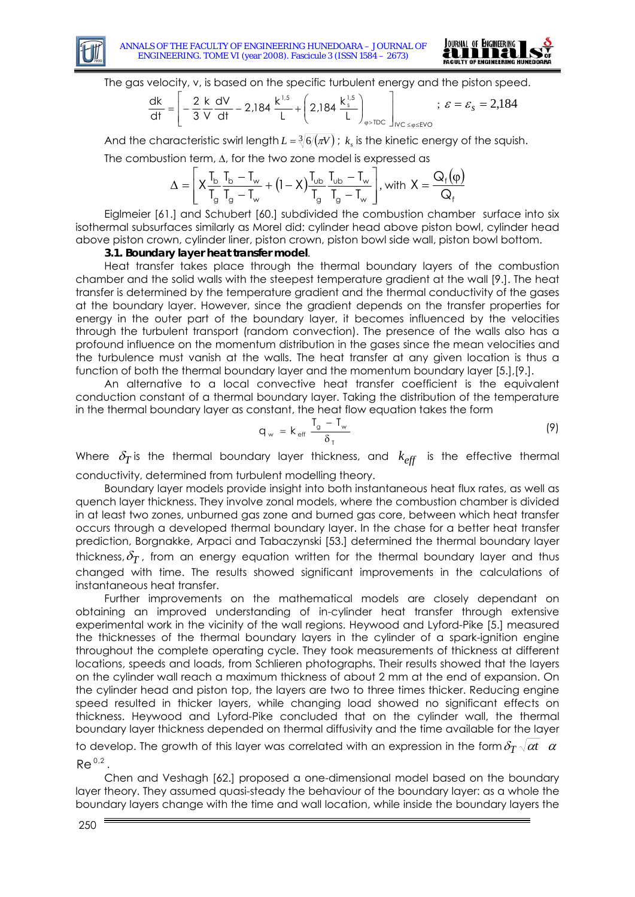The gas velocity, v, is based on the specific turbulent energy and the piston speed.

$$\frac{dk}{dt} = \left[ -\frac{2}{3}\frac{k}{V}\frac{dV}{dt} - 2{,}184\,\frac{k^{1,5}}{L} + \left( 2{,}184\,\frac{k_s^{1,5}}{L} \right)_{\varphi > TDC} \right]_{IVC \le \varphi \le EVO} \quad ; \; \varepsilon = \varepsilon_S = 2{,}184$$

And the characteristic swirl length $L = \sqrt[3]{6/(\pi V)}$ ; $k_s$ is the kinetic energy of the squish.

The combustion term, $\Delta$, for the two zone model is expressed as

$$\Delta = \left[ X\frac{T_b}{T_g}\frac{T_b - T_w}{T_g - T_w} + (1 - X)\frac{T_{ub}}{T_g}\frac{T_{ub} - T_w}{T_g - T_w} \right], \text{ with } X = \frac{Q_f(\varphi)}{Q_f}$$

Eiglmeier [61.] and Schubert [60.] subdivided the combustion chamber surface into six isothermal subsurfaces similarly as Morel did: cylinder head above piston bowl, cylinder head above piston crown, cylinder liner, piston crown, piston bowl side wall, piston bowl bottom.

### 3.1. Boundary layer heat transfer model.

Heat transfer takes place through the thermal boundary layers of the combustion chamber and the solid walls with the steepest temperature gradient at the wall [9.]. The heat transfer is determined by the temperature gradient and the thermal conductivity of the gases at the boundary layer. However, since the gradient depends on the transfer properties for energy in the outer part of the boundary layer, it becomes influenced by the velocities through the turbulent transport (random convection). The presence of the walls also has a profound influence on the momentum distribution in the gases since the mean velocities and the turbulence must vanish at the walls. The heat transfer at any given location is thus a function of both the thermal boundary layer and the momentum boundary layer [5.],[9.].

An alternative to a local convective heat transfer coefficient is the equivalent conduction constant of a thermal boundary layer. Taking the distribution of the temperature in the thermal boundary layer as constant, the heat flow equation takes the form

$$q_w = k_{eff}\,\frac{T_g - T_w}{\delta_T} \tag{9}$$

Where $\delta_T$ is the thermal boundary layer thickness, and $k_{eff}$ is the effective thermal conductivity, determined from turbulent modelling theory.

Boundary layer models provide insight into both instantaneous heat flux rates, as well as quench layer thickness. They involve zonal models, where the combustion chamber is divided in at least two zones, unburned gas zone and burned gas core, between which heat transfer occurs through a developed thermal boundary layer. In the chase for a better heat transfer prediction, Borgnakke, Arpaci and Tabaczynski [53.] determined the thermal boundary layer thickness, $\delta_T$, from an energy equation written for the thermal boundary layer and thus changed with time. The results showed significant improvements in the calculations of instantaneous heat transfer.

Further improvements on the mathematical models are closely dependant on obtaining an improved understanding of in-cylinder heat transfer through extensive experimental work in the vicinity of the wall regions. Heywood and Lyford-Pike [5.] measured the thicknesses of the thermal boundary layers in the cylinder of a spark-ignition engine throughout the complete operating cycle. They took measurements of thickness at different locations, speeds and loads, from Schlieren photographs. Their results showed that the layers on the cylinder wall reach a maximum thickness of about 2 mm at the end of expansion. On the cylinder head and piston top, the layers are two to three times thicker. Reducing engine speed resulted in thicker layers, while changing load showed no significant effects on thickness. Heywood and Lyford-Pike concluded that on the cylinder wall, the thermal boundary layer thickness depended on thermal diffusivity and the time available for the layer to develop. The growth of this layer was correlated with an expression in the form $\delta_T \sqrt{\alpha t} \;\; \alpha$ $Re^{0,2}$.

Chen and Veshagh [62.] proposed a one-dimensional model based on the boundary layer theory. They assumed quasi-steady the behaviour of the boundary layer: as a whole the boundary layers change with the time and wall location, while inside the boundary layers the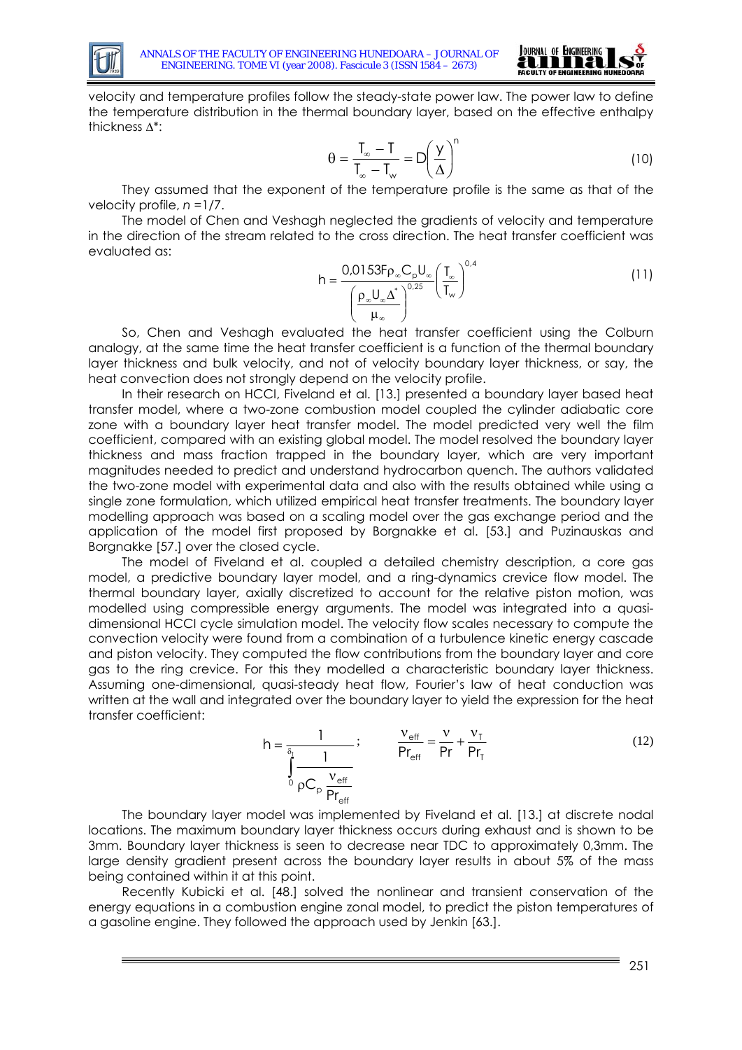velocity and temperature profiles follow the steady-state power law. The power law to define the temperature distribution in the thermal boundary layer, based on the effective enthalpy thickness $\Delta^*$:

$$\theta = \frac{T_\infty - T}{T_\infty - T_w} = D\left(\frac{y}{\Delta}\right)^n \tag{10}$$

They assumed that the exponent of the temperature profile is the same as that of the velocity profile, $n = 1/7$.

The model of Chen and Veshagh neglected the gradients of velocity and temperature in the direction of the stream related to the cross direction. The heat transfer coefficient was evaluated as:

$$h = \frac{0{,}0153 F \rho_\infty C_p U_\infty}{\left(\frac{\rho_\infty U_\infty \Delta^*}{\mu_\infty}\right)^{0{,}25}} \left(\frac{T_\infty}{T_w}\right)^{0{,}4} \tag{11}$$

So, Chen and Veshagh evaluated the heat transfer coefficient using the Colburn analogy, at the same time the heat transfer coefficient is a function of the thermal boundary layer thickness and bulk velocity, and not of velocity boundary layer thickness, or say, the heat convection does not strongly depend on the velocity profile.

In their research on HCCI, Fiveland et al. [13.] presented a boundary layer based heat transfer model, where a two-zone combustion model coupled the cylinder adiabatic core zone with a boundary layer heat transfer model. The model predicted very well the film coefficient, compared with an existing global model. The model resolved the boundary layer thickness and mass fraction trapped in the boundary layer, which are very important magnitudes needed to predict and understand hydrocarbon quench. The authors validated the two-zone model with experimental data and also with the results obtained while using a single zone formulation, which utilized empirical heat transfer treatments. The boundary layer modelling approach was based on a scaling model over the gas exchange period and the application of the model first proposed by Borgnakke et al. [53.] and Puzinauskas and Borgnakke [57.] over the closed cycle.

The model of Fiveland et al. coupled a detailed chemistry description, a core gas model, a predictive boundary layer model, and a ring-dynamics crevice flow model. The thermal boundary layer, axially discretized to account for the relative piston motion, was modelled using compressible energy arguments. The model was integrated into a quasi-dimensional HCCI cycle simulation model. The velocity flow scales necessary to compute the convection velocity were found from a combination of a turbulence kinetic energy cascade and piston velocity. They computed the flow contributions from the boundary layer and core gas to the ring crevice. For this they modelled a characteristic boundary layer thickness. Assuming one-dimensional, quasi-steady heat flow, Fourier's law of heat conduction was written at the wall and integrated over the boundary layer to yield the expression for the heat transfer coefficient:

$$h = \frac{1}{\int_0^{\delta_t} \frac{1}{\rho C_p \frac{\nu_{eff}}{Pr_{eff}}}}; \qquad \frac{\nu_{eff}}{Pr_{eff}} = \frac{\nu}{Pr} + \frac{\nu_T}{Pr_T} \tag{12}$$

The boundary layer model was implemented by Fiveland et al. [13.] at discrete nodal locations. The maximum boundary layer thickness occurs during exhaust and is shown to be 3mm. Boundary layer thickness is seen to decrease near TDC to approximately 0,3mm. The large density gradient present across the boundary layer results in about 5% of the mass being contained within it at this point.

Recently Kubicki et al. [48.] solved the nonlinear and transient conservation of the energy equations in a combustion engine zonal model, to predict the piston temperatures of a gasoline engine. They followed the approach used by Jenkin [63.].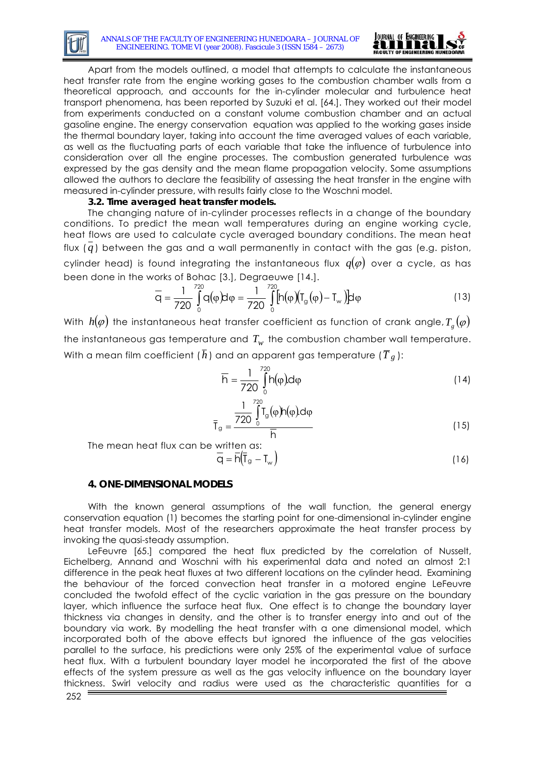Apart from the models outlined, a model that attempts to calculate the instantaneous heat transfer rate from the engine working gases to the combustion chamber walls from a theoretical approach, and accounts for the in-cylinder molecular and turbulence heat transport phenomena, has been reported by Suzuki et al. [64.]. They worked out their model from experiments conducted on a constant volume combustion chamber and an actual gasoline engine. The energy conservation equation was applied to the working gases inside the thermal boundary layer, taking into account the time averaged values of each variable, as well as the fluctuating parts of each variable that take the influence of turbulence into consideration over all the engine processes. The combustion generated turbulence was expressed by the gas density and the mean flame propagation velocity. Some assumptions allowed the authors to declare the feasibility of assessing the heat transfer in the engine with measured in-cylinder pressure, with results fairly close to the Woschni model.

### 3.2. Time averaged heat transfer models.

The changing nature of in-cylinder processes reflects in a change of the boundary conditions. To predict the mean wall temperatures during an engine working cycle, heat flows are used to calculate cycle averaged boundary conditions. The mean heat flux ($\overline{q}$) between the gas and a wall permanently in contact with the gas (e.g. piston, cylinder head) is found integrating the instantaneous flux $q(\varphi)$ over a cycle, as has been done in the works of Bohac [3.], Degraeuwe [14.].

$$\overline{q} = \frac{1}{720}\int_0^{720} q(\varphi)d\varphi = \frac{1}{720}\int_0^{720}\left[h(\varphi)\left(T_g(\varphi) - T_w\right)\right]d\varphi \tag{13}$$

With $h(\varphi)$ the instantaneous heat transfer coefficient as function of crank angle, $T_g(\varphi)$ the instantaneous gas temperature and $T_w$ the combustion chamber wall temperature. With a mean film coefficient ($\overline{h}$) and an apparent gas temperature ($\overline{T}_g$):

$$\overline{h} = \frac{1}{720}\int_0^{720} h(\varphi)d\varphi \tag{14}$$

$$\overline{T}_g = \frac{\frac{1}{720}\int_0^{720} T_g(\varphi)h(\varphi)d\varphi}{\overline{h}} \tag{15}$$

The mean heat flux can be written as:

$$\overline{q} = \overline{h}\left(\overline{T}_g - T_w\right) \tag{16}$$

## 4. ONE-DIMENSIONAL MODELS

With the known general assumptions of the wall function, the general energy conservation equation (1) becomes the starting point for one-dimensional in-cylinder engine heat transfer models. Most of the researchers approximate the heat transfer process by invoking the quasi-steady assumption.

LeFeuvre [65.] compared the heat flux predicted by the correlation of Nusselt, Eichelberg, Annand and Woschni with his experimental data and noted an almost 2:1 difference in the peak heat fluxes at two different locations on the cylinder head. Examining the behaviour of the forced convection heat transfer in a motored engine LeFeuvre concluded the twofold effect of the cyclic variation in the gas pressure on the boundary layer, which influence the surface heat flux. One effect is to change the boundary layer thickness via changes in density, and the other is to transfer energy into and out of the boundary via work. By modelling the heat transfer with a one dimensional model, which incorporated both of the above effects but ignored the influence of the gas velocities parallel to the surface, his predictions were only 25% of the experimental value of surface heat flux. With a turbulent boundary layer model he incorporated the first of the above effects of the system pressure as well as the gas velocity influence on the boundary layer thickness. Swirl velocity and radius were used as the characteristic quantities for a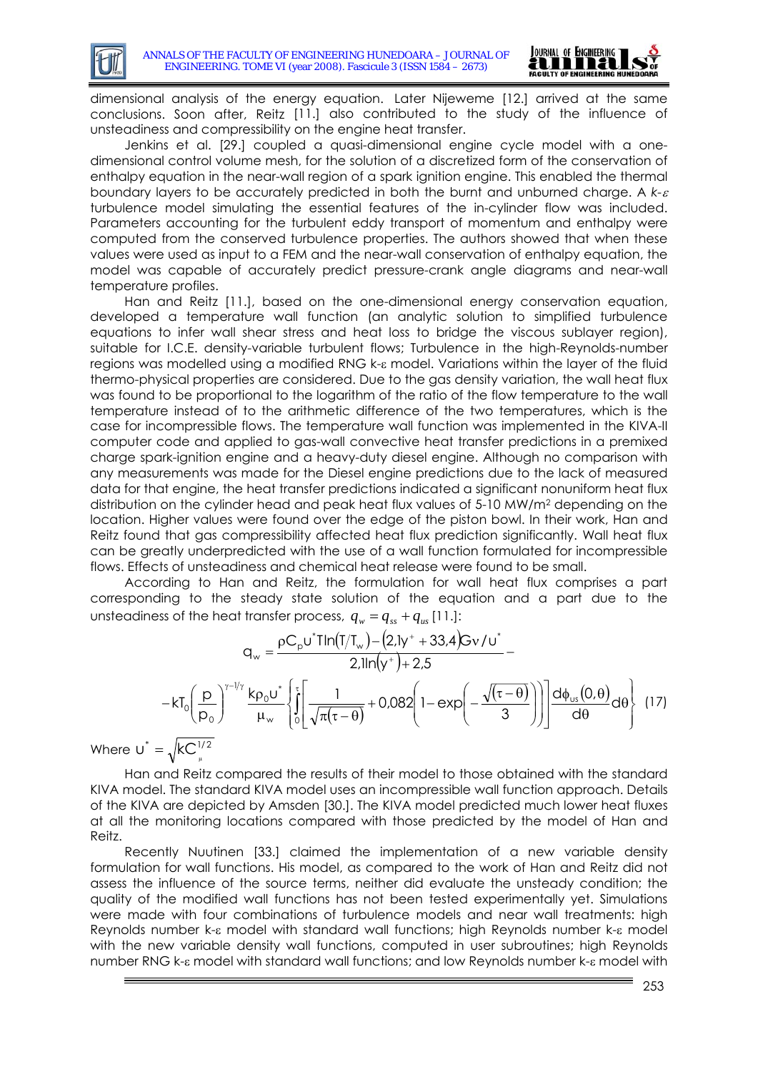dimensional analysis of the energy equation. Later Nijeweme [12.] arrived at the same conclusions. Soon after, Reitz [11.] also contributed to the study of the influence of unsteadiness and compressibility on the engine heat transfer.

Jenkins et al. [29.] coupled a quasi-dimensional engine cycle model with a one-dimensional control volume mesh, for the solution of a discretized form of the conservation of enthalpy equation in the near-wall region of a spark ignition engine. This enabled the thermal boundary layers to be accurately predicted in both the burnt and unburned charge. A *k-ε* turbulence model simulating the essential features of the in-cylinder flow was included. Parameters accounting for the turbulent eddy transport of momentum and enthalpy were computed from the conserved turbulence properties. The authors showed that when these values were used as input to a FEM and the near-wall conservation of enthalpy equation, the model was capable of accurately predict pressure-crank angle diagrams and near-wall temperature profiles.

Han and Reitz [11.], based on the one-dimensional energy conservation equation, developed a temperature wall function (an analytic solution to simplified turbulence equations to infer wall shear stress and heat loss to bridge the viscous sublayer region), suitable for I.C.E. density-variable turbulent flows; Turbulence in the high-Reynolds-number regions was modelled using a modified RNG k-ε model. Variations within the layer of the fluid thermo-physical properties are considered. Due to the gas density variation, the wall heat flux was found to be proportional to the logarithm of the ratio of the flow temperature to the wall temperature instead of to the arithmetic difference of the two temperatures, which is the case for incompressible flows. The temperature wall function was implemented in the KIVA-II computer code and applied to gas-wall convective heat transfer predictions in a premixed charge spark-ignition engine and a heavy-duty diesel engine. Although no comparison with any measurements was made for the Diesel engine predictions due to the lack of measured data for that engine, the heat transfer predictions indicated a significant nonuniform heat flux distribution on the cylinder head and peak heat flux values of 5-10 MW/m$^2$ depending on the location. Higher values were found over the edge of the piston bowl. In their work, Han and Reitz found that gas compressibility affected heat flux prediction significantly. Wall heat flux can be greatly underpredicted with the use of a wall function formulated for incompressible flows. Effects of unsteadiness and chemical heat release were found to be small.

According to Han and Reitz, the formulation for wall heat flux comprises a part corresponding to the steady state solution of the equation and a part due to the unsteadiness of the heat transfer process, $q_w = q_{ss} + q_{us}$ [11.]:

$$q_w = \frac{\rho C_p u^* T \ln(T/T_w) - (2{,}1y^+ + 33{,}4)G\nu/u^*}{2{,}1\ln(y^+) + 2{,}5} -$$

$$-kT_0\left(\frac{p}{p_0}\right)^{\gamma-1/\gamma}\frac{k\rho_0 u^*}{\mu_w}\left\{\int_0^{\tau}\left[\frac{1}{\sqrt{\pi(\tau-\theta)}} + 0{,}082\left(1-\exp\left(-\frac{\sqrt{(\tau-\theta)}}{3}\right)\right)\right]\frac{d\phi_{us}(0,\theta)}{d\theta}d\theta\right\} \quad (17)$$

Where $u^* = \sqrt{kC_\mu^{1/2}}$

Han and Reitz compared the results of their model to those obtained with the standard KIVA model. The standard KIVA model uses an incompressible wall function approach. Details of the KIVA are depicted by Amsden [30.]. The KIVA model predicted much lower heat fluxes at all the monitoring locations compared with those predicted by the model of Han and Reitz.

Recently Nuutinen [33.] claimed the implementation of a new variable density formulation for wall functions. His model, as compared to the work of Han and Reitz did not assess the influence of the source terms, neither did evaluate the unstedy condition; the quality of the modified wall functions has not been tested experimentally yet. Simulations were made with four combinations of turbulence models and near wall treatments: high Reynolds number k-ε model with standard wall functions; high Reynolds number k-ε model with the new variable density wall functions, computed in user subroutines; high Reynolds number RNG k-ε model with standard wall functions; and low Reynolds number k-ε model with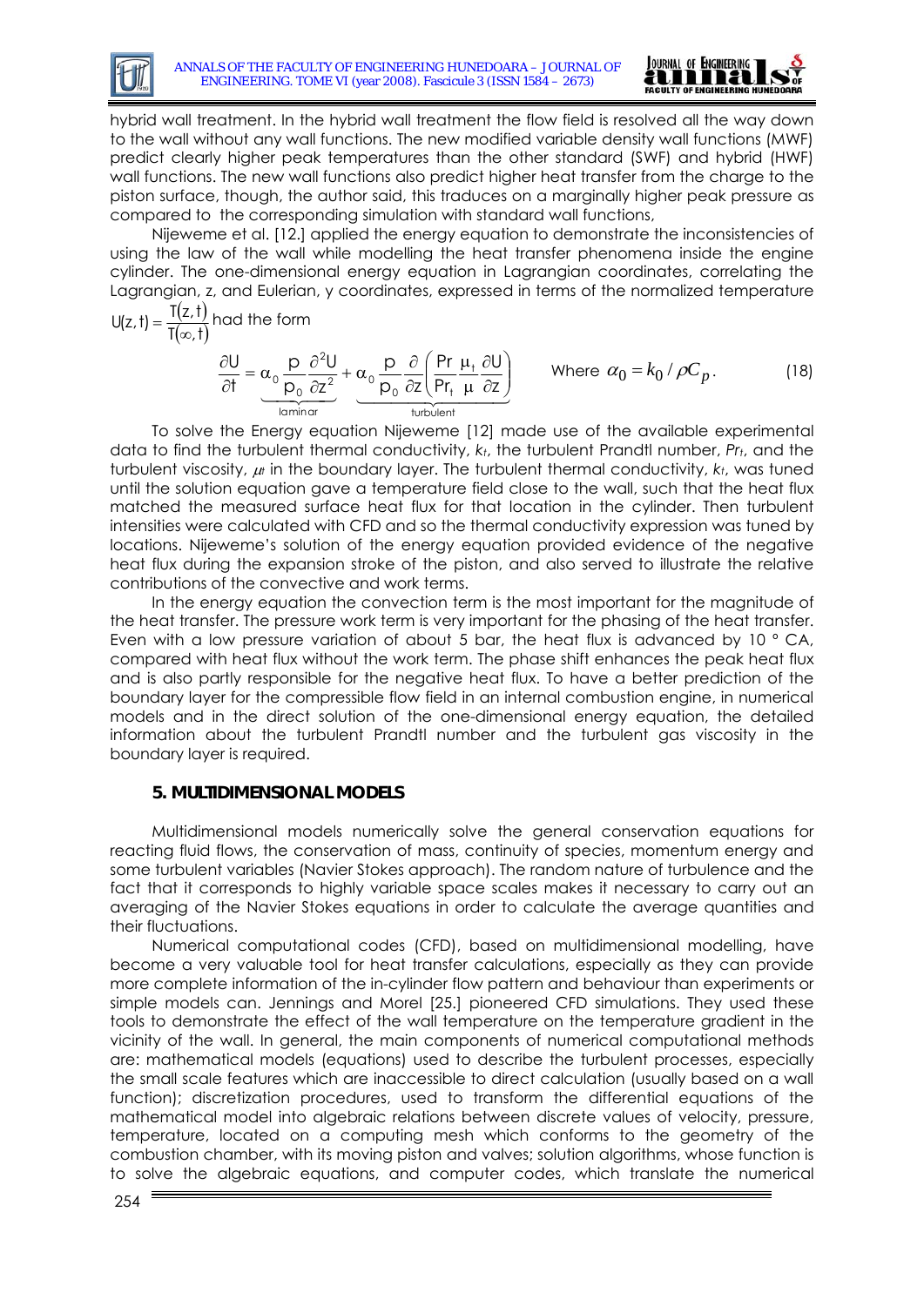hybrid wall treatment. In the hybrid wall treatment the flow field is resolved all the way down to the wall without any wall functions. The new modified variable density wall functions (MWF) predict clearly higher peak temperatures than the other standard (SWF) and hybrid (HWF) wall functions. The new wall functions also predict higher heat transfer from the charge to the piston surface, though, the author said, this traduces on a marginally higher peak pressure as compared to the corresponding simulation with standard wall functions,

Nijeweme et al. [12.] applied the energy equation to demonstrate the inconsistencies of using the law of the wall while modelling the heat transfer phenomena inside the engine cylinder. The one-dimensional energy equation in Lagrangian coordinates, correlating the Lagrangian, z, and Eulerian, y coordinates, expressed in terms of the normalized temperature $U(z,t) = \frac{T(z,t)}{T(\infty,t)}$ had the form

$$\frac{\partial U}{\partial t} = \underbrace{\alpha_0 \frac{p}{p_0} \frac{\partial^2 U}{\partial z^2}}_{\text{laminar}} + \underbrace{\alpha_0 \frac{p}{p_0} \frac{\partial}{\partial z}\left(\frac{Pr}{Pr_t} \frac{\mu_t}{\mu} \frac{\partial U}{\partial z}\right)}_{\text{turbulent}} \qquad \text{Where } \alpha_0 = k_0 / \rho C_p . \tag{18}$$

To solve the Energy equation Nijeweme [12] made use of the available experimental data to find the turbulent thermal conductivity, $k_t$, the turbulent Prandtl number, $Pr_t$, and the turbulent viscosity, $\mu_t$ in the boundary layer. The turbulent thermal conductivity, $k_t$, was tuned until the solution equation gave a temperature field close to the wall, such that the heat flux matched the measured surface heat flux for that location in the cylinder. Then turbulent intensities were calculated with CFD and so the thermal conductivity expression was tuned by locations. Nijeweme's solution of the energy equation provided evidence of the negative heat flux during the expansion stroke of the piston, and also served to illustrate the relative contributions of the convective and work terms.

In the energy equation the convection term is the most important for the magnitude of the heat transfer. The pressure work term is very important for the phasing of the heat transfer. Even with a low pressure variation of about 5 bar, the heat flux is advanced by 10 ° CA, compared with heat flux without the work term. The phase shift enhances the peak heat flux and is also partly responsible for the negative heat flux. To have a better prediction of the boundary layer for the compressible flow field in an internal combustion engine, in numerical models and in the direct solution of the one-dimensional energy equation, the detailed information about the turbulent Prandtl number and the turbulent gas viscosity in the boundary layer is required.

## 5. MULTIDIMENSIONAL MODELS

Multidimensional models numerically solve the general conservation equations for reacting fluid flows, the conservation of mass, continuity of species, momentum energy and some turbulent variables (Navier Stokes approach). The random nature of turbulence and the fact that it corresponds to highly variable space scales makes it necessary to carry out an averaging of the Navier Stokes equations in order to calculate the average quantities and their fluctuations.

Numerical computational codes (CFD), based on multidimensional modelling, have become a very valuable tool for heat transfer calculations, especially as they can provide more complete information of the in-cylinder flow pattern and behaviour than experiments or simple models can. Jennings and Morel [25.] pioneered CFD simulations. They used these tools to demonstrate the effect of the wall temperature on the temperature gradient in the vicinity of the wall. In general, the main components of numerical computational methods are: mathematical models (equations) used to describe the turbulent processes, especially the small scale features which are inaccessible to direct calculation (usually based on a wall function); discretization procedures, used to transform the differential equations of the mathematical model into algebraic relations between discrete values of velocity, pressure, temperature, located on a computing mesh which conforms to the geometry of the combustion chamber, with its moving piston and valves; solution algorithms, whose function is to solve the algebraic equations, and computer codes, which translate the numerical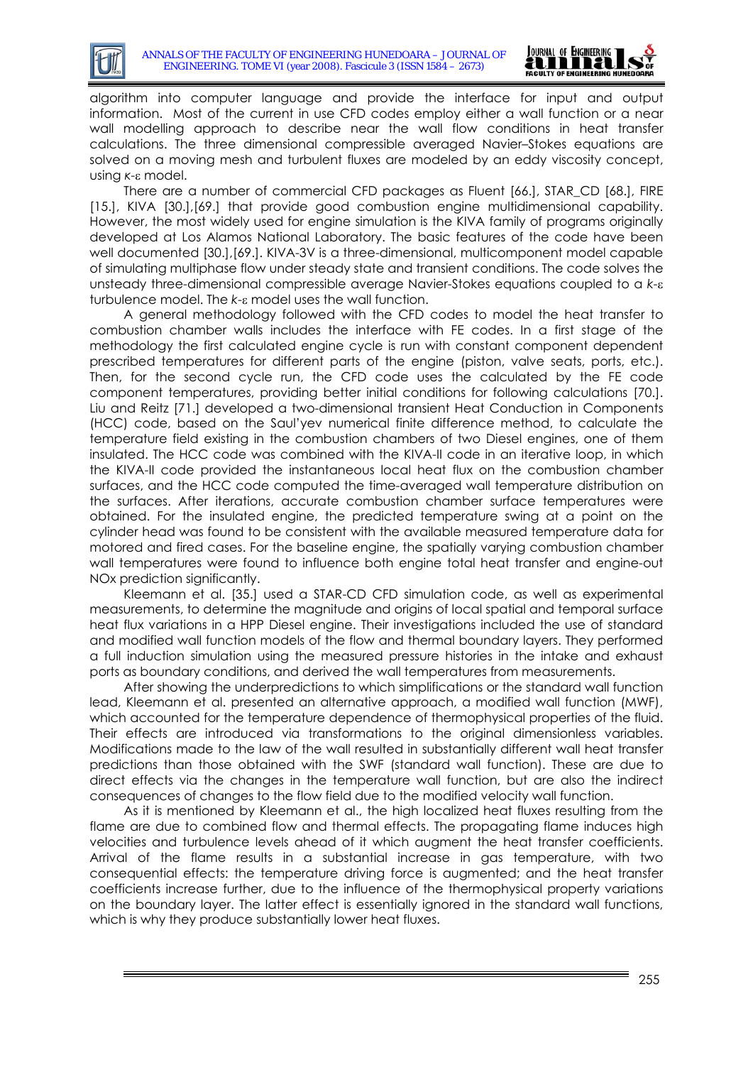algorithm into computer language and provide the interface for input and output information. Most of the current in use CFD codes employ either a wall function or a near wall modelling approach to describe near the wall flow conditions in heat transfer calculations. The three dimensional compressible averaged Navier–Stokes equations are solved on a moving mesh and turbulent fluxes are modeled by an eddy viscosity concept, using $\kappa$-$\varepsilon$ model.

There are a number of commercial CFD packages as Fluent [66.], STAR_CD [68.], FIRE [15.], KIVA [30.],[69.] that provide good combustion engine multidimensional capability. However, the most widely used for engine simulation is the KIVA family of programs originally developed at Los Alamos National Laboratory. The basic features of the code have been well documented [30.],[69.]. KIVA-3V is a three-dimensional, multicomponent model capable of simulating multiphase flow under steady state and transient conditions. The code solves the unsteady three-dimensional compressible average Navier-Stokes equations coupled to a $k$-$\varepsilon$ turbulence model. The $k$-$\varepsilon$ model uses the wall function.

A general methodology followed with the CFD codes to model the heat transfer to combustion chamber walls includes the interface with FE codes. In a first stage of the methodology the first calculated engine cycle is run with constant component dependent prescribed temperatures for different parts of the engine (piston, valve seats, ports, etc.). Then, for the second cycle run, the CFD code uses the calculated by the FE code component temperatures, providing better initial conditions for following calculations [70.]. Liu and Reitz [71.] developed a two-dimensional transient Heat Conduction in Components (HCC) code, based on the Saul'yev numerical finite difference method, to calculate the temperature field existing in the combustion chambers of two Diesel engines, one of them insulated. The HCC code was combined with the KIVA-II code in an iterative loop, in which the KIVA-II code provided the instantaneous local heat flux on the combustion chamber surfaces, and the HCC code computed the time-averaged wall temperature distribution on the surfaces. After iterations, accurate combustion chamber surface temperatures were obtained. For the insulated engine, the predicted temperature swing at a point on the cylinder head was found to be consistent with the available measured temperature data for motored and fired cases. For the baseline engine, the spatially varying combustion chamber wall temperatures were found to influence both engine total heat transfer and engine-out NOx prediction significantly.

Kleemann et al. [35.] used a STAR-CD CFD simulation code, as well as experimental measurements, to determine the magnitude and origins of local spatial and temporal surface heat flux variations in a HPP Diesel engine. Their investigations included the use of standard and modified wall function models of the flow and thermal boundary layers. They performed a full induction simulation using the measured pressure histories in the intake and exhaust ports as boundary conditions, and derived the wall temperatures from measurements.

After showing the underpredictions to which simplifications or the standard wall function lead, Kleemann et al. presented an alternative approach, a modified wall function (MWF), which accounted for the temperature dependence of thermophysical properties of the fluid. Their effects are introduced via transformations to the original dimensionless variables. Modifications made to the law of the wall resulted in substantially different wall heat transfer predictions than those obtained with the SWF (standard wall function). These are due to direct effects via the changes in the temperature wall function, but are also the indirect consequences of changes to the flow field due to the modified velocity wall function.

As it is mentioned by Kleemann et al., the high localized heat fluxes resulting from the flame are due to combined flow and thermal effects. The propagating flame induces high velocities and turbulence levels ahead of it which augment the heat transfer coefficients. Arrival of the flame results in a substantial increase in gas temperature, with two consequential effects: the temperature driving force is augmented; and the heat transfer coefficients increase further, due to the influence of the thermophysical property variations on the boundary layer. The latter effect is essentially ignored in the standard wall functions, which is why they produce substantially lower heat fluxes.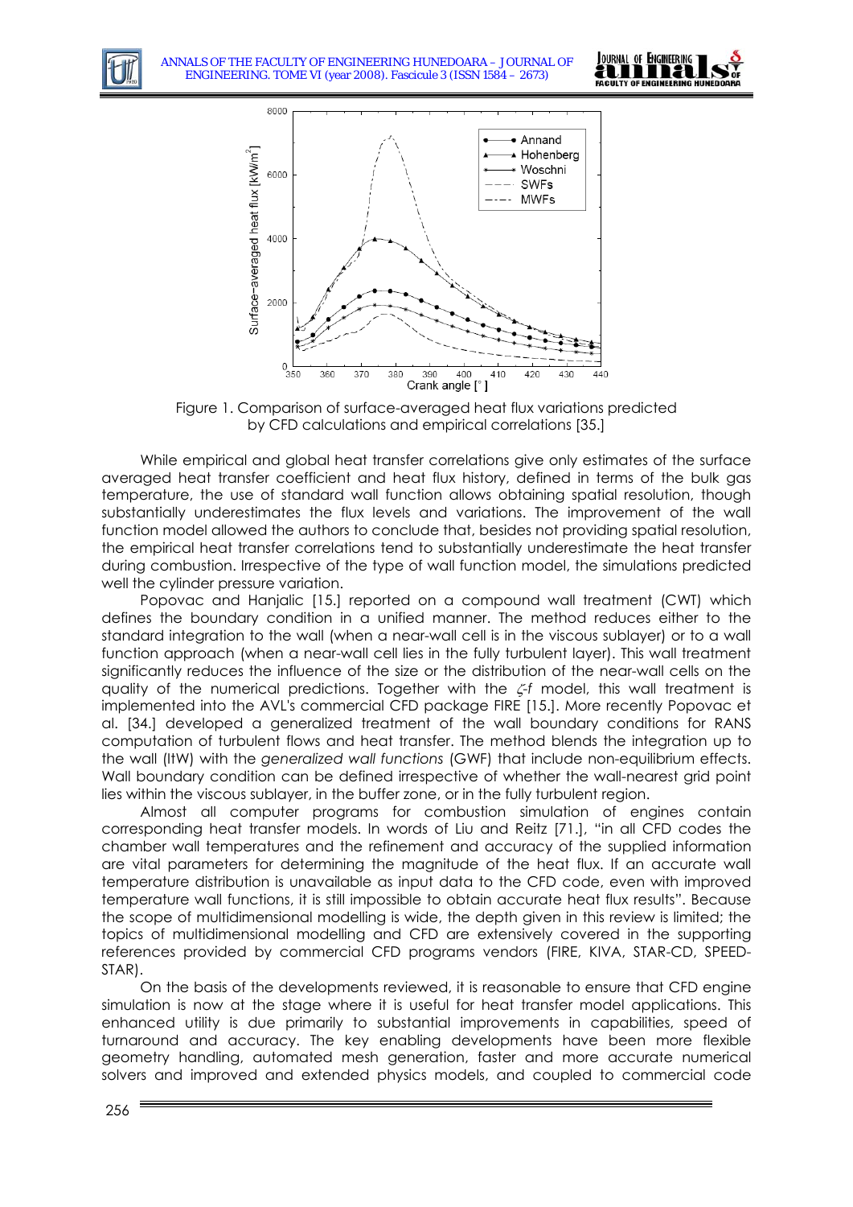Figure 1. Comparison of surface-averaged heat flux variations predicted by CFD calculations and empirical correlations [35.]

While empirical and global heat transfer correlations give only estimates of the surface averaged heat transfer coefficient and heat flux history, defined in terms of the bulk gas temperature, the use of standard wall function allows obtaining spatial resolution, though substantially underestimates the flux levels and variations. The improvement of the wall function model allowed the authors to conclude that, besides not providing spatial resolution, the empirical heat transfer correlations tend to substantially underestimate the heat transfer during combustion. Irrespective of the type of wall function model, the simulations predicted well the cylinder pressure variation.

Popovac and Hanjalic [15.] reported on a compound wall treatment (CWT) which defines the boundary condition in a unified manner. The method reduces either to the standard integration to the wall (when a near-wall cell is in the viscous sublayer) or to a wall function approach (when a near-wall cell lies in the fully turbulent layer). This wall treatment significantly reduces the influence of the size or the distribution of the near-wall cells on the quality of the numerical predictions. Together with the $\zeta$-$f$ model, this wall treatment is implemented into the AVL's commercial CFD package FIRE [15.]. More recently Popovac et al. [34.] developed a generalized treatment of the wall boundary conditions for RANS computation of turbulent flows and heat transfer. The method blends the integration up to the wall (ItW) with the *generalized wall functions* (GWF) that include non-equilibrium effects. Wall boundary condition can be defined irrespective of whether the wall-nearest grid point lies within the viscous sublayer, in the buffer zone, or in the fully turbulent region.

Almost all computer programs for combustion simulation of engines contain corresponding heat transfer models. In words of Liu and Reitz [71.], "in all CFD codes the chamber wall temperatures and the refinement and accuracy of the supplied information are vital parameters for determining the magnitude of the heat flux. If an accurate wall temperature distribution is unavailable as input data to the CFD code, even with improved temperature wall functions, it is still impossible to obtain accurate heat flux results". Because the scope of multidimensional modelling is wide, the depth given in this review is limited; the topics of multidimensional modelling and CFD are extensively covered in the supporting references provided by commercial CFD programs vendors (FIRE, KIVA, STAR-CD, SPEED-STAR).

On the basis of the developments reviewed, it is reasonable to ensure that CFD engine simulation is now at the stage where it is useful for heat transfer model applications. This enhanced utility is due primarily to substantial improvements in capabilities, speed of turnaround and accuracy. The key enabling developments have been more flexible geometry handling, automated mesh generation, faster and more accurate numerical solvers and improved and extended physics models, and coupled to commercial code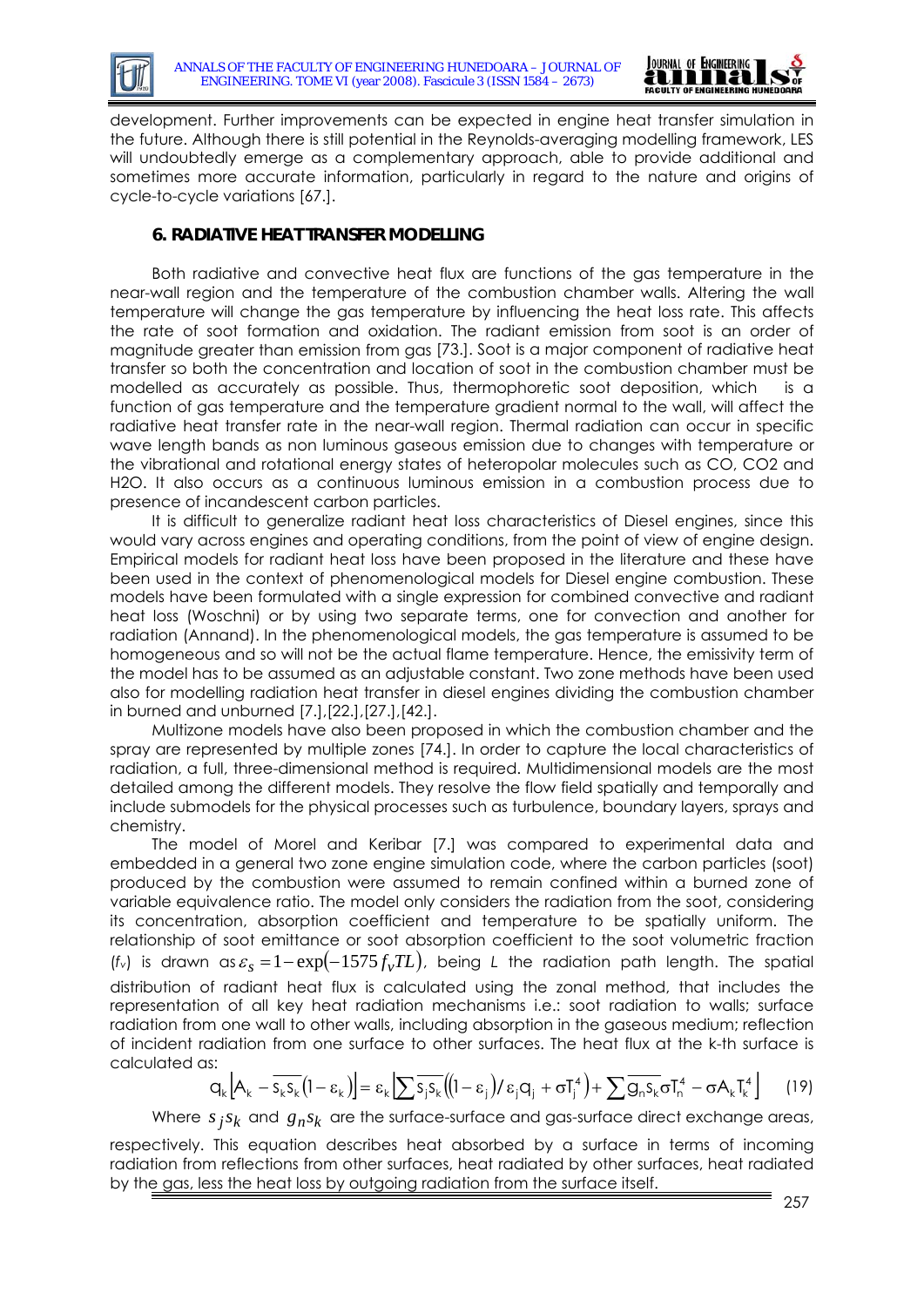development. Further improvements can be expected in engine heat transfer simulation in the future. Although there is still potential in the Reynolds-averaging modelling framework, LES will undoubtedly emerge as a complementary approach, able to provide additional and sometimes more accurate information, particularly in regard to the nature and origins of cycle-to-cycle variations [67.].

## 6. RADIATIVE HEAT TRANSFER MODELLING

Both radiative and convective heat flux are functions of the gas temperature in the near-wall region and the temperature of the combustion chamber walls. Altering the wall temperature will change the gas temperature by influencing the heat loss rate. This affects the rate of soot formation and oxidation. The radiant emission from soot is an order of magnitude greater than emission from gas [73.]. Soot is a major component of radiative heat transfer so both the concentration and location of soot in the combustion chamber must be modelled as accurately as possible. Thus, thermophoretic soot deposition, which is a function of gas temperature and the temperature gradient normal to the wall, will affect the radiative heat transfer rate in the near-wall region. Thermal radiation can occur in specific wave length bands as non luminous gaseous emission due to changes with temperature or the vibrational and rotational energy states of heteropolar molecules such as CO, CO2 and H2O. It also occurs as a continuous luminous emission in a combustion process due to presence of incandescent carbon particles.

It is difficult to generalize radiant heat loss characteristics of Diesel engines, since this would vary across engines and operating conditions, from the point of view of engine design. Empirical models for radiant heat loss have been proposed in the literature and these have been used in the context of phenomenological models for Diesel engine combustion. These models have been formulated with a single expression for combined convective and radiant heat loss (Woschni) or by using two separate terms, one for convection and another for radiation (Annand). In the phenomenological models, the gas temperature is assumed to be homogeneous and so will not be the actual flame temperature. Hence, the emissivity term of the model has to be assumed as an adjustable constant. Two zone methods have been used also for modelling radiation heat transfer in diesel engines dividing the combustion chamber in burned and unburned [7.],[22.],[27.],[42.].

Multizone models have also been proposed in which the combustion chamber and the spray are represented by multiple zones [74.]. In order to capture the local characteristics of radiation, a full, three-dimensional method is required. Multidimensional models are the most detailed among the different models. They resolve the flow field spatially and temporally and include submodels for the physical processes such as turbulence, boundary layers, sprays and chemistry.

The model of Morel and Keribar [7.] was compared to experimental data and embedded in a general two zone engine simulation code, where the carbon particles (soot) produced by the combustion were assumed to remain confined within a burned zone of variable equivalence ratio. The model only considers the radiation from the soot, considering its concentration, absorption coefficient and temperature to be spatially uniform. The relationship of soot emittance or soot absorption coefficient to the soot volumetric fraction ($f_v$) is drawn as $\varepsilon_S = 1 - \exp(-1575 f_V TL)$, being $L$ the radiation path length. The spatial distribution of radiant heat flux is calculated using the zonal method, that includes the representation of all key heat radiation mechanisms i.e.: soot radiation to walls; surface radiation from one wall to other walls, including absorption in the gaseous medium; reflection of incident radiation from one surface to other surfaces. The heat flux at the k-th surface is calculated as:

$$q_k\left[A_k - \overline{s_k s_k}(1-\varepsilon_k)\right] = \varepsilon_k\left[\sum \overline{s_j s_k}\left((1-\varepsilon_j)/\varepsilon_j q_j + \sigma T_j^4\right) + \sum \overline{g_n s_k}\sigma T_n^4 - \sigma A_k T_k^4\right] \quad (19)$$

Where $s_j s_k$ and $g_n s_k$ are the surface-surface and gas-surface direct exchange areas, respectively. This equation describes heat absorbed by a surface in terms of incoming radiation from reflections from other surfaces, heat radiated by other surfaces, heat radiated by the gas, less the heat loss by outgoing radiation from the surface itself.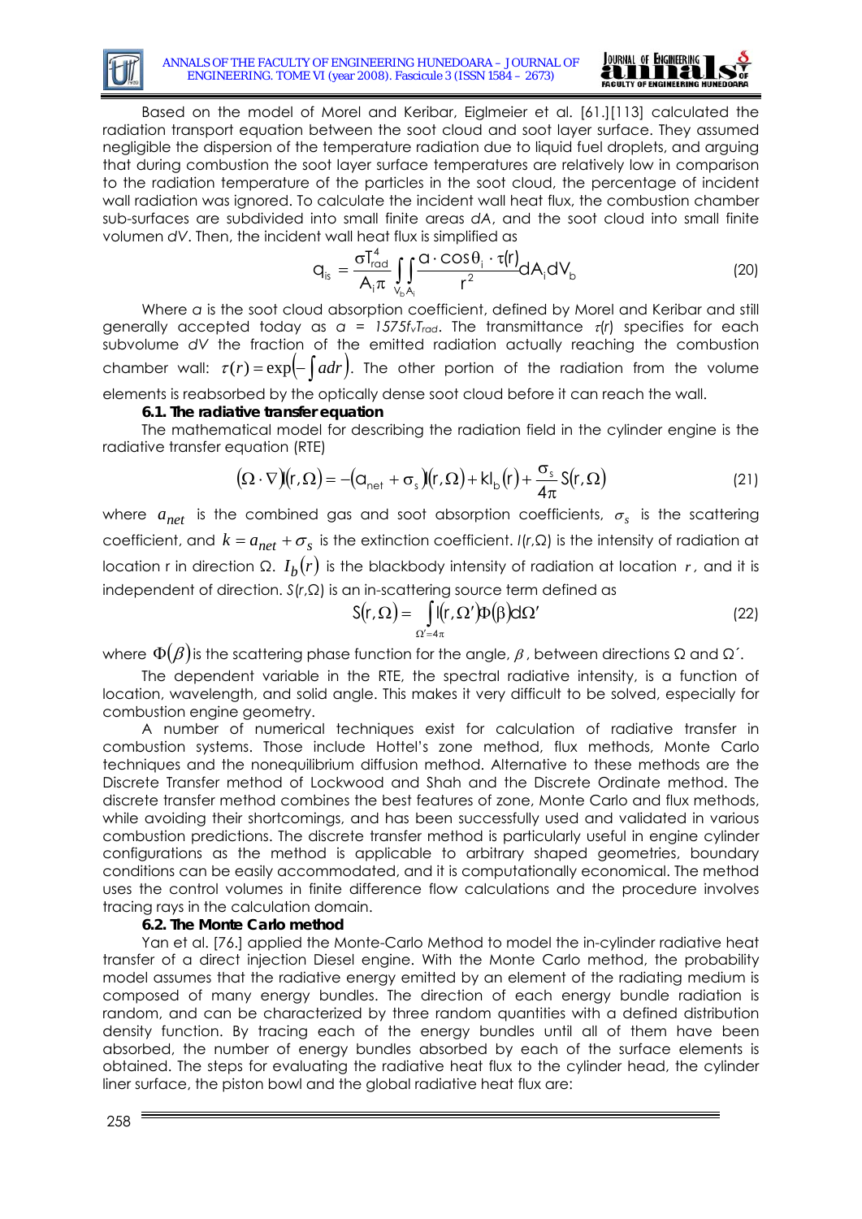Based on the model of Morel and Keribar, Eiglmeier et al. [61.][113] calculated the radiation transport equation between the soot cloud and soot layer surface. They assumed negligible the dispersion of the temperature radiation due to liquid fuel droplets, and arguing that during combustion the soot layer surface temperatures are relatively low in comparison to the radiation temperature of the particles in the soot cloud, the percentage of incident wall radiation was ignored. To calculate the incident wall heat flux, the combustion chamber sub-surfaces are subdivided into small finite areas *dA*, and the soot cloud into small finite volumen *dV*. Then, the incident wall heat flux is simplified as

$$q_{is} = \frac{\sigma T_{rad}^4}{A_i \pi} \int_{V_b} \int_{A_i} \frac{a \cdot \cos\theta_i \cdot \tau(r)}{r^2} dA_i dV_b \qquad (20)$$

Where *a* is the soot cloud absorption coefficient, defined by Morel and Keribar and still generally accepted today as $a = 1575 f_v T_{rad}$. The transmittance $\tau(r)$ specifies for each subvolume *dV* the fraction of the emitted radiation actually reaching the combustion chamber wall: $\tau(r) = \exp\left(-\int a dr\right)$. The other portion of the radiation from the volume elements is reabsorbed by the optically dense soot cloud before it can reach the wall.

### 6.1. The radiative transfer equation

The mathematical model for describing the radiation field in the cylinder engine is the radiative transfer equation (RTE)

$$(\Omega \cdot \nabla) I(r, \Omega) = -(a_{net} + \sigma_s) I(r, \Omega) + k I_b(r) + \frac{\sigma_s}{4\pi} S(r, \Omega) \qquad (21)$$

where $a_{net}$ is the combined gas and soot absorption coefficients, $\sigma_s$ is the scattering coefficient, and $k = a_{net} + \sigma_s$ is the extinction coefficient. $I(r,\Omega)$ is the intensity of radiation at location r in direction Ω. $I_b(r)$ is the blackbody intensity of radiation at location $r$, and it is independent of direction. $S(r,\Omega)$ is an in-scattering source term defined as

$$S(r, \Omega) = \int_{\Omega'=4\pi} I(r, \Omega') \Phi(\beta) d\Omega' \qquad (22)$$

where $\Phi(\beta)$ is the scattering phase function for the angle, $\beta$, between directions Ω and Ω´.

The dependent variable in the RTE, the spectral radiative intensity, is a function of location, wavelength, and solid angle. This makes it very difficult to be solved, especially for combustion engine geometry.

A number of numerical techniques exist for calculation of radiative transfer in combustion systems. Those include Hottel's zone method, flux methods, Monte Carlo techniques and the nonequilibrium diffusion method. Alternative to these methods are the Discrete Transfer method of Lockwood and Shah and the Discrete Ordinate method. The discrete transfer method combines the best features of zone, Monte Carlo and flux methods, while avoiding their shortcomings, and has been successfully used and validated in various combustion predictions. The discrete transfer method is particularly useful in engine cylinder configurations as the method is applicable to arbitrary shaped geometries, boundary conditions can be easily accommodated, and it is computationally economical. The method uses the control volumes in finite difference flow calculations and the procedure involves tracing rays in the calculation domain.

### 6.2. The Monte Carlo method

Yan et al. [76.] applied the Monte-Carlo Method to model the in-cylinder radiative heat transfer of a direct injection Diesel engine. With the Monte Carlo method, the probability model assumes that the radiative energy emitted by an element of the radiating medium is composed of many energy bundles. The direction of each energy bundle radiation is random, and can be characterized by three random quantities with a defined distribution density function. By tracing each of the energy bundles until all of them have been absorbed, the number of energy bundles absorbed by each of the surface elements is obtained. The steps for evaluating the radiative heat flux to the cylinder head, the cylinder liner surface, the piston bowl and the global radiative heat flux are: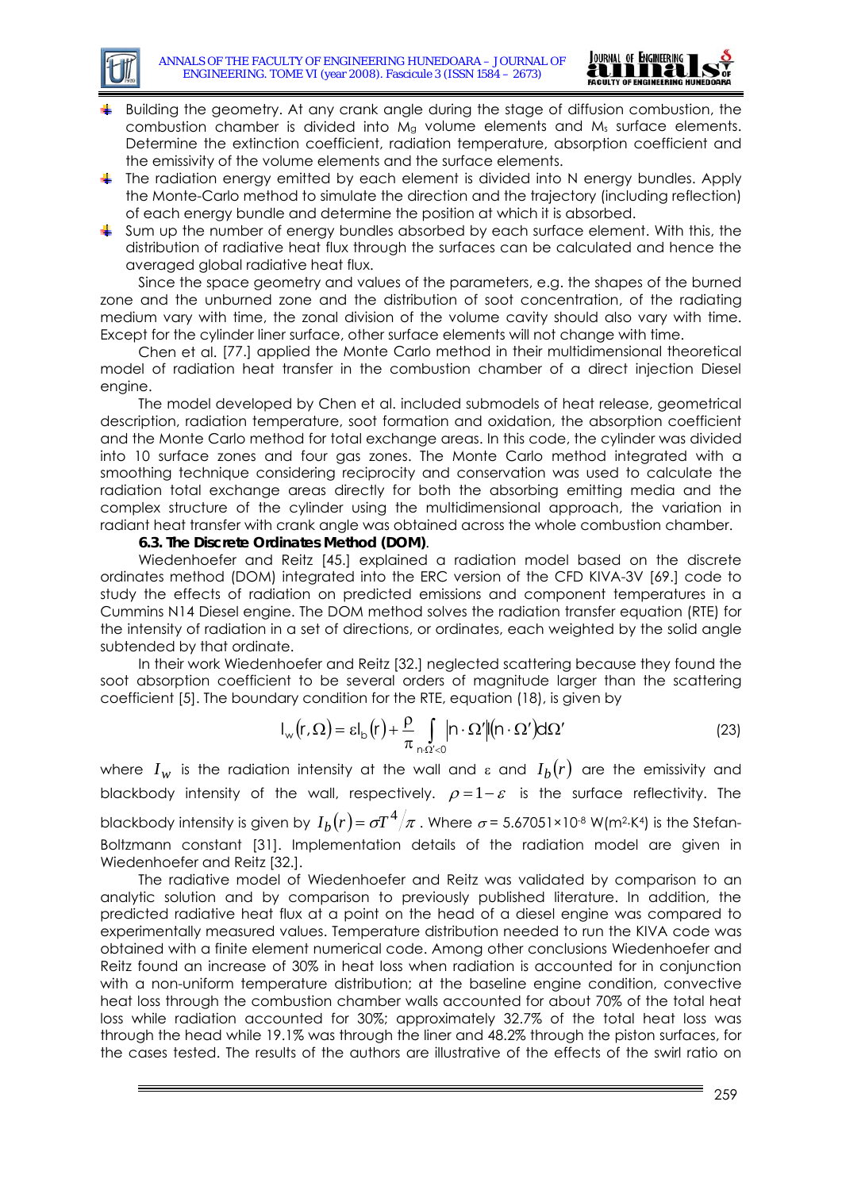- Building the geometry. At any crank angle during the stage of diffusion combustion, the combustion chamber is divided into $M_g$ volume elements and $M_s$ surface elements. Determine the extinction coefficient, radiation temperature, absorption coefficient and the emissivity of the volume elements and the surface elements.
- The radiation energy emitted by each element is divided into N energy bundles. Apply the Monte-Carlo method to simulate the direction and the trajectory (including reflection) of each energy bundle and determine the position at which it is absorbed.
- Sum up the number of energy bundles absorbed by each surface element. With this, the distribution of radiative heat flux through the surfaces can be calculated and hence the averaged global radiative heat flux.

Since the space geometry and values of the parameters, e.g. the shapes of the burned zone and the unburned zone and the distribution of soot concentration, of the radiating medium vary with time, the zonal division of the volume cavity should also vary with time. Except for the cylinder liner surface, other surface elements will not change with time.

Chen et al. [77.] applied the Monte Carlo method in their multidimensional theoretical model of radiation heat transfer in the combustion chamber of a direct injection Diesel engine.

The model developed by Chen et al. included submodels of heat release, geometrical description, radiation temperature, soot formation and oxidation, the absorption coefficient and the Monte Carlo method for total exchange areas. In this code, the cylinder was divided into 10 surface zones and four gas zones. The Monte Carlo method integrated with a smoothing technique considering reciprocity and conservation was used to calculate the radiation total exchange areas directly for both the absorbing emitting media and the complex structure of the cylinder using the multidimensional approach, the variation in radiant heat transfer with crank angle was obtained across the whole combustion chamber.

**6.3. The Discrete Ordinates Method (DOM)**.

Wiedenhoefer and Reitz [45.] explained a radiation model based on the discrete ordinates method (DOM) integrated into the ERC version of the CFD KIVA-3V [69.] code to study the effects of radiation on predicted emissions and component temperatures in a Cummins N14 Diesel engine. The DOM method solves the radiation transfer equation (RTE) for the intensity of radiation in a set of directions, or ordinates, each weighted by the solid angle subtended by that ordinate.

In their work Wiedenhoefer and Reitz [32.] neglected scattering because they found the soot absorption coefficient to be several orders of magnitude larger than the scattering coefficient [5]. The boundary condition for the RTE, equation (18), is given by

$$I_w(r,\Omega) = \varepsilon I_b(r) + \frac{\rho}{\pi}\int_{n\cdot\Omega'<0} |n\cdot\Omega'| (n\cdot\Omega')d\Omega' \tag{23}$$

where $I_w$ is the radiation intensity at the wall and $\varepsilon$ and $I_b(r)$ are the emissivity and blackbody intensity of the wall, respectively. $\rho = 1-\varepsilon$ is the surface reflectivity. The blackbody intensity is given by $I_b(r) = \sigma T^4/\pi$. Where $\sigma$ = 5.67051×10$^{-8}$ W(m$^2$·K$^4$) is the Stefan-Boltzmann constant [31]. Implementation details of the radiation model are given in Wiedenhoefer and Reitz [32.].

The radiative model of Wiedenhoefer and Reitz was validated by comparison to an analytic solution and by comparison to previously published literature. In addition, the predicted radiative heat flux at a point on the head of a diesel engine was compared to experimentally measured values. Temperature distribution needed to run the KIVA code was obtained with a finite element numerical code. Among other conclusions Wiedenhoefer and Reitz found an increase of 30% in heat loss when radiation is accounted for in conjunction with a non-uniform temperature distribution; at the baseline engine condition, convective heat loss through the combustion chamber walls accounted for about 70% of the total heat loss while radiation accounted for 30%; approximately 32.7% of the total heat loss was through the head while 19.1% was through the liner and 48.2% through the piston surfaces, for the cases tested. The results of the authors are illustrative of the effects of the swirl ratio on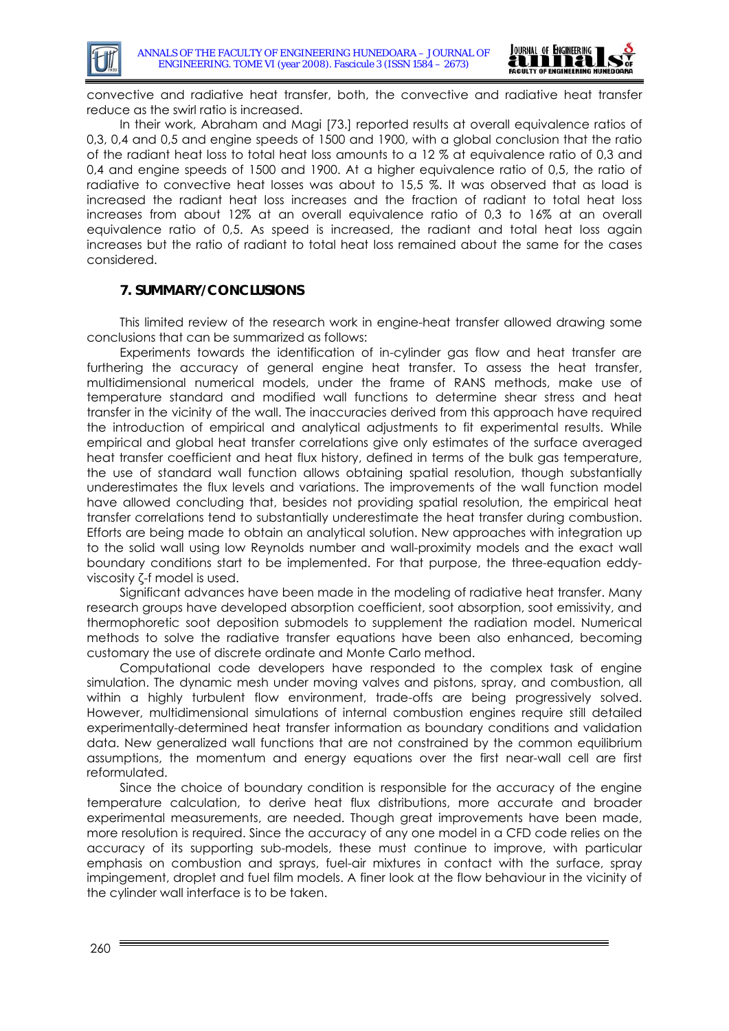convective and radiative heat transfer, both, the convective and radiative heat transfer reduce as the swirl ratio is increased.

In their work, Abraham and Magi [73.] reported results at overall equivalence ratios of 0,3, 0,4 and 0,5 and engine speeds of 1500 and 1900, with a global conclusion that the ratio of the radiant heat loss to total heat loss amounts to a 12 % at equivalence ratio of 0,3 and 0,4 and engine speeds of 1500 and 1900. At a higher equivalence ratio of 0,5, the ratio of radiative to convective heat losses was about to 15,5 %. It was observed that as load is increased the radiant heat loss increases and the fraction of radiant to total heat loss increases from about 12% at an overall equivalence ratio of 0,3 to 16% at an overall equivalence ratio of 0,5. As speed is increased, the radiant and total heat loss again increases but the ratio of radiant to total heat loss remained about the same for the cases considered.

## 7. SUMMARY/CONCLUSIONS

This limited review of the research work in engine-heat transfer allowed drawing some conclusions that can be summarized as follows:

Experiments towards the identification of in-cylinder gas flow and heat transfer are furthering the accuracy of general engine heat transfer. To assess the heat transfer, multidimensional numerical models, under the frame of RANS methods, make use of temperature standard and modified wall functions to determine shear stress and heat transfer in the vicinity of the wall. The inaccuracies derived from this approach have required the introduction of empirical and analytical adjustments to fit experimental results. While empirical and global heat transfer correlations give only estimates of the surface averaged heat transfer coefficient and heat flux history, defined in terms of the bulk gas temperature, the use of standard wall function allows obtaining spatial resolution, though substantially underestimates the flux levels and variations. The improvements of the wall function model have allowed concluding that, besides not providing spatial resolution, the empirical heat transfer correlations tend to substantially underestimate the heat transfer during combustion. Efforts are being made to obtain an analytical solution. New approaches with integration up to the solid wall using low Reynolds number and wall-proximity models and the exact wall boundary conditions start to be implemented. For that purpose, the three-equation eddy-viscosity ζ-f model is used.

Significant advances have been made in the modeling of radiative heat transfer. Many research groups have developed absorption coefficient, soot absorption, soot emissivity, and thermophoretic soot deposition submodels to supplement the radiation model. Numerical methods to solve the radiative transfer equations have been also enhanced, becoming customary the use of discrete ordinate and Monte Carlo method.

Computational code developers have responded to the complex task of engine simulation. The dynamic mesh under moving valves and pistons, spray, and combustion, all within a highly turbulent flow environment, trade-offs are being progressively solved. However, multidimensional simulations of internal combustion engines require still detailed experimentally-determined heat transfer information as boundary conditions and validation data. New generalized wall functions that are not constrained by the common equilibrium assumptions, the momentum and energy equations over the first near-wall cell are first reformulated.

Since the choice of boundary condition is responsible for the accuracy of the engine temperature calculation, to derive heat flux distributions, more accurate and broader experimental measurements, are needed. Though great improvements have been made, more resolution is required. Since the accuracy of any one model in a CFD code relies on the accuracy of its supporting sub-models, these must continue to improve, with particular emphasis on combustion and sprays, fuel-air mixtures in contact with the surface, spray impingement, droplet and fuel film models. A finer look at the flow behaviour in the vicinity of the cylinder wall interface is to be taken.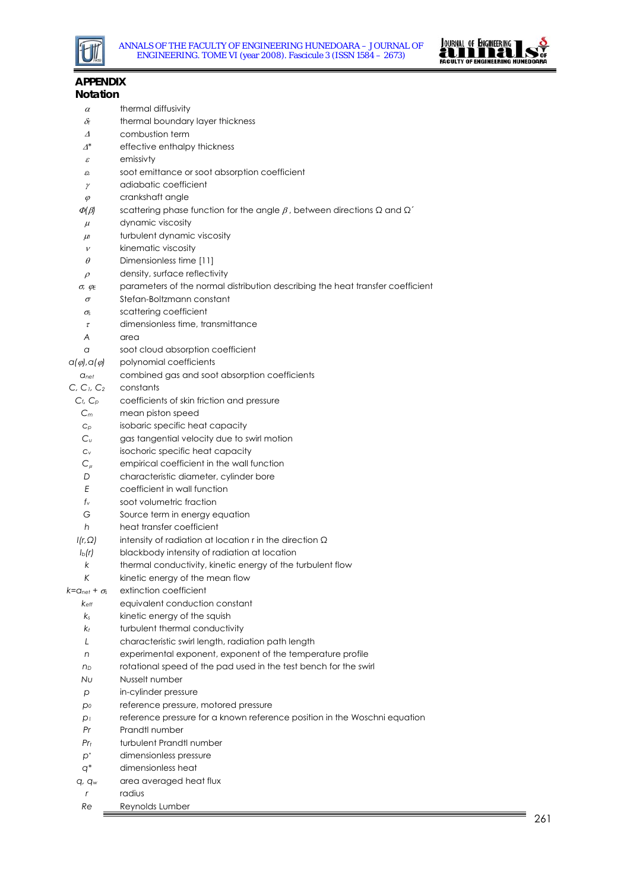## APPENDIX

### Notation

| | |
|---|---|
| $\alpha$ | thermal diffusivity |
| $\delta_T$ | thermal boundary layer thickness |
| $\Delta$ | combustion term |
| $\Delta^*$ | effective enthalpy thickness |
| $\varepsilon$ | emissivty |
| $\varepsilon_s$ | soot emittance or soot absorption coefficient |
| $\gamma$ | adiabatic coefficient |
| $\varphi$ | crankshaft angle |
| $\Phi(\beta)$ | scattering phase function for the angle $\beta$, between directions $\Omega$ and $\Omega'$ |
| $\mu$ | dynamic viscosity |
| $\mu_t$ | turbulent dynamic viscosity |
| $\nu$ | kinematic viscosity |
| $\theta$ | Dimensionless time [11] |
| $\rho$ | density, surface reflectivity |
| $\sigma$, $\varphi_E$ | parameters of the normal distribution describing the heat transfer coefficient |
| $\sigma$ | Stefan-Boltzmann constant |
| $\sigma_s$ | scattering coefficient |
| $\tau$ | dimensionless time, transmittance |
| $A$ | area |
| $a$ | soot cloud absorption coefficient |
| $a(\varphi), a(\varphi)$ | polynomial coefficients |
| $a_{net}$ | combined gas and soot absorption coefficients |
| $C$, $C_1$, $C_2$ | constants |
| $C_f$, $C_p$ | coefficients of skin friction and pressure |
| $C_m$ | mean piston speed |
| $c_p$ | isobaric specific heat capacity |
| $C_u$ | gas tangential velocity due to swirl motion |
| $c_v$ | isochoric specific heat capacity |
| $C_\mu$ | empirical coefficient in the wall function |
| $D$ | characteristic diameter, cylinder bore |
| $E$ | coefficient in wall function |
| $f_v$ | soot volumetric fraction |
| $G$ | Source term in energy equation |
| $h$ | heat transfer coefficient |
| $I(r,\Omega)$ | intensity of radiation at location r in the direction $\Omega$ |
| $I_b(r)$ | blackbody intensity of radiation at location |
| $k$ | thermal conductivity, kinetic energy of the turbulent flow |
| $K$ | kinetic energy of the mean flow |
| $k=a_{net}+\sigma_s$ | extinction coefficient |
| $k_{eff}$ | equivalent conduction constant |
| $k_s$ | kinetic energy of the squish |
| $k_t$ | turbulent thermal conductivity |
| $L$ | characteristic swirl length, radiation path length |
| $n$ | experimental exponent, exponent of the temperature profile |
| $n_D$ | rotational speed of the pad used in the test bench for the swirl |
| $Nu$ | Nusselt number |
| $p$ | in-cylinder pressure |
| $p_0$ | reference pressure, motored pressure |
| $p_1$ | reference pressure for a known reference position in the Woschni equation |
| $Pr$ | Prandtl number |
| $Pr_t$ | turbulent Prandtl number |
| $p^*$ | dimensionless pressure |
| $q^*$ | dimensionless heat |
| $q$, $q_w$ | area averaged heat flux |
| $r$ | radius |
| $Re$ | Reynolds Lumber |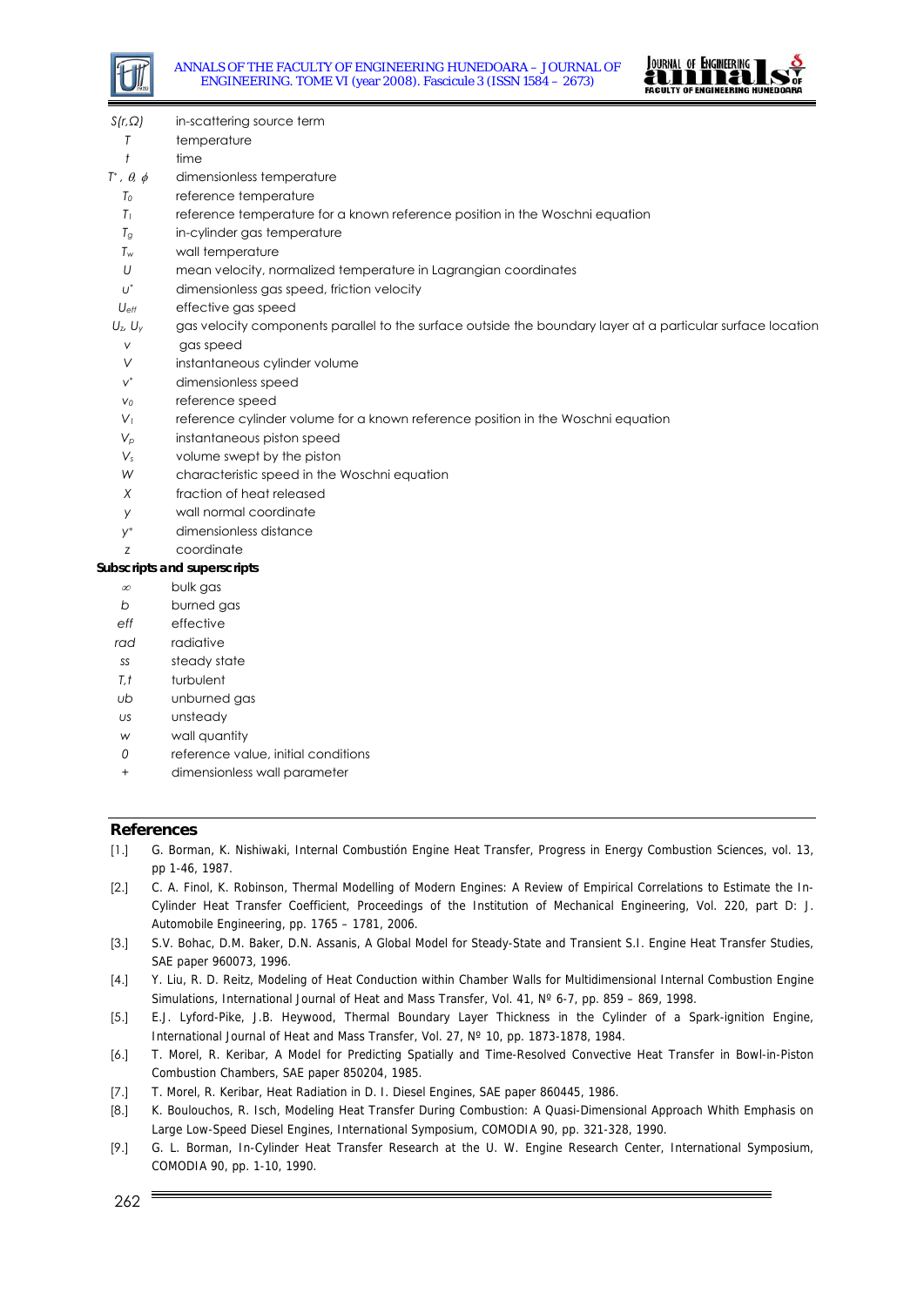| | |
|---|---|
| $S(r,\Omega)$ | in-scattering source term |
| $T$ | temperature |
| $t$ | time |
| $T^*$, $\theta$, $\phi$ | dimensionless temperature |
| $T_0$ | reference temperature |
| $T_1$ | reference temperature for a known reference position in the Woschni equation |
| $T_g$ | in-cylinder gas temperature |
| $T_w$ | wall temperature |
| $U$ | mean velocity, normalized temperature in Lagrangian coordinates |
| $u^*$ | dimensionless gas speed, friction velocity |
| $U_{eff}$ | effective gas speed |
| $U_z$, $U_y$ | gas velocity components parallel to the surface outside the boundary layer at a particular surface location |
| $v$ | gas speed |
| $V$ | instantaneous cylinder volume |
| $v^*$ | dimensionless speed |
| $v_0$ | reference speed |
| $V_1$ | reference cylinder volume for a known reference position in the Woschni equation |
| $V_p$ | instantaneous piston speed |
| $V_s$ | volume swept by the piston |
| $W$ | characteristic speed in the Woschni equation |
| $X$ | fraction of heat released |
| $y$ | wall normal coordinate |
| $y^+$ | dimensionless distance |
| $z$ | coordinate |

**Subscripts and superscripts**

| | |
|---|---|
| $\infty$ | bulk gas |
| $b$ | burned gas |
| $eff$ | effective |
| $rad$ | radiative |
| $ss$ | steady state |
| $T,t$ | turbulent |
| $ub$ | unburned gas |
| $us$ | unsteady |
| $w$ | wall quantity |
| $0$ | reference value, initial conditions |
| $+$ | dimensionless wall parameter |

## References

[1.] G. Borman, K. Nishiwaki, Internal Combustión Engine Heat Transfer, Progress in Energy Combustion Sciences, vol. 13, pp 1-46, 1987.

[2.] C. A. Finol, K. Robinson, Thermal Modelling of Modern Engines: A Review of Empirical Correlations to Estimate the In-Cylinder Heat Transfer Coefficient, Proceedings of the Institution of Mechanical Engineering, Vol. 220, part D: J. Automobile Engineering, pp. 1765 – 1781, 2006.

[3.] S.V. Bohac, D.M. Baker, D.N. Assanis, A Global Model for Steady-State and Transient S.I. Engine Heat Transfer Studies, SAE paper 960073, 1996.

[4.] Y. Liu, R. D. Reitz, Modeling of Heat Conduction within Chamber Walls for Multidimensional Internal Combustion Engine Simulations, International Journal of Heat and Mass Transfer, Vol. 41, Nº 6-7, pp. 859 – 869, 1998.

[5.] E.J. Lyford-Pike, J.B. Heywood, Thermal Boundary Layer Thickness in the Cylinder of a Spark-ignition Engine, International Journal of Heat and Mass Transfer, Vol. 27, Nº 10, pp. 1873-1878, 1984.

[6.] T. Morel, R. Keribar, A Model for Predicting Spatially and Time-Resolved Convective Heat Transfer in Bowl-in-Piston Combustion Chambers, SAE paper 850204, 1985.

[7.] T. Morel, R. Keribar, Heat Radiation in D. I. Diesel Engines, SAE paper 860445, 1986.

[8.] K. Boulouchos, R. Isch, Modeling Heat Transfer During Combustion: A Quasi-Dimensional Approach Whith Emphasis on Large Low-Speed Diesel Engines, International Symposium, COMODIA 90, pp. 321-328, 1990.

[9.] G. L. Borman, In-Cylinder Heat Transfer Research at the U. W. Engine Research Center, International Symposium, COMODIA 90, pp. 1-10, 1990.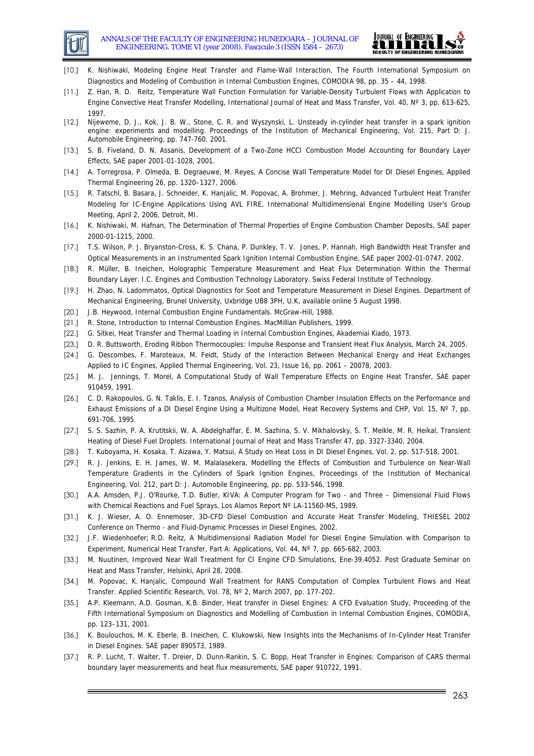[10.] K. Nishiwaki, Modeling Engine Heat Transfer and Flame-Wall Interaction, The Fourth International Symposium on Diagnostics and Modeling of Combustion in Internal Combustion Engines, COMODIA 98, pp. 35 – 44, 1998.

[11.] Z. Han, R. D. Reitz, Temperature Wall Function Formulation for Variable-Density Turbulent Flows with Application to Engine Convective Heat Transfer Modelling, International Journal of Heat and Mass Transfer, Vol. 40, Nº 3, pp. 613-625, 1997.

[12.] Nijeweme, D. J., Kok, J. B. W., Stone, C. R. and Wyszynski, L. Unsteady in-cylinder heat transfer in a spark ignition engine: experiments and modelling. Proceedings of the Institution of Mechanical Engineering, Vol. 215, Part D: J. Automobile Engineering, pp. 747-760, 2001.

[13.] S. B. Fiveland, D. N. Assanis, Development of a Two-Zone HCCI Combustion Model Accounting for Boundary Layer Effects, SAE paper 2001-01-1028, 2001.

[14.] A. Torregrosa, P. Olmeda, B. Degraeuwe, M. Reyes, A Concise Wall Temperature Model for DI Diesel Engines, Applied Thermal Engineering 26, pp. 1320–1327, 2006.

[15.] R. Tatschl, B. Basara, J. Schneider, K. Hanjalic, M. Popovac, A. Brohmer, J. Mehring, Advanced Turbulent Heat Transfer Modeling for IC-Engine Applications Using AVL FIRE, International Multidimensional Engine Modelling User's Group Meeting, April 2, 2006, Detroit, MI.

[16.] K. Nishiwaki, M. Hafnan, The Determination of Thermal Properties of Engine Combustion Chamber Deposits, SAE paper 2000-01-1215, 2000.

[17.] T.S. Wilson, P. J. Bryanston-Cross, K. S. Chana, P. Dunkley, T. V. Jones, P. Hannah, High Bandwidth Heat Transfer and Optical Measurements in an Instrumented Spark Ignition Internal Combustion Engine, SAE paper 2002-01-0747, 2002.

[18.] R. Müller, B. Ineichen, Holographic Temperature Measurement and Heat Flux Determination Within the Thermal Boundary Layer. I.C. Engines and Combustion Technology Laboratory. Swiss Federal Institute of Technology.

[19.] H. Zhao, N. Ladommatos, Optical Diagnostics for Soot and Temperature Measurement in Diesel Engines. Department of Mechanical Engineering, Brunel University, Uxbridge UB8 3PH, U.K, available online 5 August 1998.

[20.] J.B. Heywood, Internal Combustion Engine Fundamentals. McGraw-Hill, 1988.

[21.] R. Stone, Introduction to Internal Combustion Engines. MacMillian Publishers, 1999.

[22.] G. Sitkei, Heat Transfer and Thermal Loading in Internal Combustion Engines, Akademiai Kiado, 1973.

[23.] D. R. Buttsworth, Eroding Ribbon Thermocouples: Impulse Response and Transient Heat Flux Analysis, March 24, 2005.

[24.] G. Descombes, F. Maroteaux, M. Feidt, Study of the Interaction Between Mechanical Energy and Heat Exchanges Applied to IC Engines, Applied Thermal Engineering, Vol. 23, Issue 16, pp. 2061 – 20078, 2003.

[25.] M. J. Jennings, T. Morel, A Computational Study of Wall Temperature Effects on Engine Heat Transfer, SAE paper 910459, 1991.

[26.] C. D. Rakopoulos, G. N. Taklis, E. I. Tzanos, Analysis of Combustion Chamber Insulation Effects on the Performance and Exhaust Emissions of a DI Diesel Engine Using a Multizone Model, Heat Recovery Systems and CHP, Vol. 15, Nº 7, pp. 691-706, 1995.

[27.] S. S. Sazhin, P. A. Krutitskii, W. A. Abdelghaffar, E. M. Sazhina, S. V. Mikhalovsky, S. T. Meikle, M. R. Heikal, Transient Heating of Diesel Fuel Droplets. International Journal of Heat and Mass Transfer 47, pp. 3327-3340, 2004.

[28.] T. Kuboyama, H. Kosaka, T. Aizawa, Y. Matsui, A Study on Heat Loss in DI Diesel Engines, Vol. 2, pp. 517-518, 2001.

[29.] R. J. Jenkins, E. H. James, W. M. Malalasekera, Modelling the Effects of Combustion and Turbulence on Near-Wall Temperature Gradients in the Cylinders of Spark Ignition Engines, Proceedings of the Institution of Mechanical Engineering, Vol. 212, part D: J. Automobile Engineering, pp. pp. 533-546, 1998.

[30.] A.A. Amsden, P.J. O'Rourke, T.D. Butler, KIVA: A Computer Program for Two - and Three – Dimensional Fluid Flows with Chemical Reactions and Fuel Sprays, Los Alamos Report Nº LA-11560-MS, 1989.

[31.] K. J. Wieser, A. O. Ennemoser, 3D-CFD Diesel Combustion and Accurate Heat Transfer Modeling, THIESEL 2002 Conference on Thermo - and Fluid-Dynamic Processes in Diesel Engines, 2002.

[32.] J.F. Wiedenhoefer; R.D. Reitz, A Multidimensional Radiation Model for Diesel Engine Simulation with Comparison to Experiment, Numerical Heat Transfer, Part A: Applications, Vol. 44, Nº 7, pp. 665-682, 2003.

[33.] M. Nuutinen, Improved Near Wall Treatment for CI Engine CFD Simulations, Ene-39.4052. Post Graduate Seminar on Heat and Mass Transfer, Helsinki, April 28, 2008.

[34.] M. Popovac, K. Hanjalic, Compound Wall Treatment for RANS Computation of Complex Turbulent Flows and Heat Transfer. Applied Scientific Research, Vol. 78, Nº 2, March 2007, pp. 177-202.

[35.] A.P. Kleemann, A.D. Gosman, K.B. Binder, Heat transfer in Diesel Engines: A CFD Evaluation Study, Proceeding of the Fifth International Symposium on Diagnostics and Modelling of Combustion in Internal Combustion Engines, COMODIA, pp. 123–131, 2001.

[36.] K. Boulouchos, M. K. Eberle, B. Ineichen, C. Klukowski, New Insights into the Mechanisms of In-Cylinder Heat Transfer in Diesel Engines. SAE paper 890573, 1989.

[37.] R. P. Lucht, T. Walter, T. Dreier, D. Dunn-Rankin, S. C. Bopp, Heat Transfer in Engines: Comparison of CARS thermal boundary layer measurements and heat flux measurements, SAE paper 910722, 1991.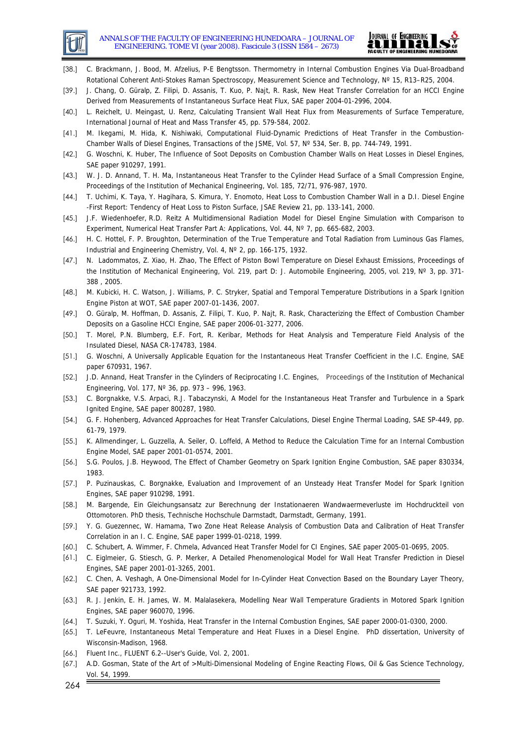[38.] C. Brackmann, J. Bood, M. Afzelius, P-E Bengtsson. Thermometry in Internal Combustion Engines Via Dual-Broadband Rotational Coherent Anti-Stokes Raman Spectroscopy, Measurement Science and Technology, Nº 15, R13–R25, 2004.

[39.] J. Chang, O. Güralp, Z. Filipi, D. Assanis, T. Kuo, P. Najt, R. Rask, New Heat Transfer Correlation for an HCCI Engine Derived from Measurements of Instantaneous Surface Heat Flux, SAE paper 2004-01-2996, 2004.

[40.] L. Reichelt, U. Meingast, U. Renz, Calculating Transient Wall Heat Flux from Measurements of Surface Temperature, International Journal of Heat and Mass Transfer 45, pp. 579-584, 2002.

[41.] M. Ikegami, M. Hida, K. Nishiwaki, Computational Fluid-Dynamic Predictions of Heat Transfer in the Combustion-Chamber Walls of Diesel Engines, Transactions of the JSME, Vol. 57, Nº 534, Ser. B, pp. 744-749, 1991.

[42.] G. Woschni, K. Huber, The Influence of Soot Deposits on Combustion Chamber Walls on Heat Losses in Diesel Engines, SAE paper 910297, 1991.

[43.] W. J. D. Annand, T. H. Ma, Instantaneous Heat Transfer to the Cylinder Head Surface of a Small Compression Engine, Proceedings of the Institution of Mechanical Engineering, Vol. 185, 72/71, 976-987, 1970.

[44.] T. Uchimi, K. Taya, Y. Hagihara, S. Kimura, Y. Enomoto, Heat Loss to Combustion Chamber Wall in a D.I. Diesel Engine -First Report: Tendency of Heat Loss to Piston Surface, JSAE Review 21, pp. 133-141, 2000.

[45.] J.F. Wiedenhoefer, R.D. Reitz A Multidimensional Radiation Model for Diesel Engine Simulation with Comparison to Experiment, Numerical Heat Transfer Part A: Applications, Vol. 44, Nº 7, pp. 665-682, 2003.

[46.] H. C. Hottel, F. P. Broughton, Determination of the True Temperature and Total Radiation from Luminous Gas Flames, Industrial and Engineering Chemistry, Vol. 4, Nº 2, pp. 166-175, 1932.

[47.] N. Ladommatos, Z. Xiao, H. Zhao, The Effect of Piston Bowl Temperature on Diesel Exhaust Emissions, Proceedings of the Institution of Mechanical Engineering, Vol. 219, part D: J. Automobile Engineering, 2005, vol. 219, Nº 3, pp. 371-388 , 2005.

[48.] M. Kubicki, H. C. Watson, J. Williams, P. C. Stryker, Spatial and Temporal Temperature Distributions in a Spark Ignition Engine Piston at WOT, SAE paper 2007-01-1436, 2007.

[49.] O. Güralp, M. Hoffman, D. Assanis, Z. Filipi, T. Kuo, P. Najt, R. Rask, Characterizing the Effect of Combustion Chamber Deposits on a Gasoline HCCI Engine, SAE paper 2006-01-3277, 2006.

[50.] T. Morel, P.N. Blumberg, E.F. Fort, R. Keribar, Methods for Heat Analysis and Temperature Field Analysis of the Insulated Diesel, NASA CR-174783, 1984.

[51.] G. Woschni, A Universally Applicable Equation for the Instantaneous Heat Transfer Coefficient in the I.C. Engine, SAE paper 670931, 1967.

[52.] J.D. Annand, Heat Transfer in the Cylinders of Reciprocating I.C. Engines, Proceedings of the Institution of Mechanical Engineering, Vol. 177, Nº 36, pp. 973 – 996, 1963.

[53.] C. Borgnakke, V.S. Arpaci, R.J. Tabaczynski, A Model for the Instantaneous Heat Transfer and Turbulence in a Spark Ignited Engine, SAE paper 800287, 1980.

[54.] G. F. Hohenberg, Advanced Approaches for Heat Transfer Calculations, Diesel Engine Thermal Loading, SAE SP-449, pp. 61-79, 1979.

[55.] K. Allmendinger, L. Guzzella, A. Seiler, O. Loffeld, A Method to Reduce the Calculation Time for an Internal Combustion Engine Model, SAE paper 2001-01-0574, 2001.

[56.] S.G. Poulos, J.B. Heywood, The Effect of Chamber Geometry on Spark Ignition Engine Combustion, SAE paper 830334, 1983.

[57.] P. Puzinauskas, C. Borgnakke, Evaluation and Improvement of an Unsteady Heat Transfer Model for Spark Ignition Engines, SAE paper 910298, 1991.

[58.] M. Bargende, Ein Gleichungsansatz zur Berechnung der Instationaeren Wandwaermeverluste im Hochdruckteil von Ottomotoren. PhD thesis, Technische Hochschule Darmstadt, Darmstadt, Germany, 1991.

[59.] Y. G. Guezennec, W. Hamama, Two Zone Heat Release Analysis of Combustion Data and Calibration of Heat Transfer Correlation in an I. C. Engine, SAE paper 1999-01-0218, 1999.

[60.] C. Schubert, A. Wimmer, F. Chmela, Advanced Heat Transfer Model for CI Engines, SAE paper 2005-01-0695, 2005.

[61.] C. Eiglmeier, G. Stiesch, G. P. Merker, A Detailed Phenomenological Model for Wall Heat Transfer Prediction in Diesel Engines, SAE paper 2001-01-3265, 2001.

[62.] C. Chen, A. Veshagh, A One-Dimensional Model for In-Cylinder Heat Convection Based on the Boundary Layer Theory, SAE paper 921733, 1992.

[63.] R. J. Jenkin, E. H. James, W. M. Malalasekera, Modelling Near Wall Temperature Gradients in Motored Spark Ignition Engines, SAE paper 960070, 1996.

[64.] T. Suzuki, Y. Oguri, M. Yoshida, Heat Transfer in the Internal Combustion Engines, SAE paper 2000-01-0300, 2000.

[65.] T. LeFeuvre, Instantaneous Metal Temperature and Heat Fluxes in a Diesel Engine. PhD dissertation, University of Wisconsin-Madison, 1968.

[66.] Fluent Inc., FLUENT 6.2--User's Guide, Vol. 2, 2001.

[67.] A.D. Gosman, State of the Art of >Multi-Dimensional Modeling of Engine Reacting Flows, Oil & Gas Science Technology, Vol. 54, 1999.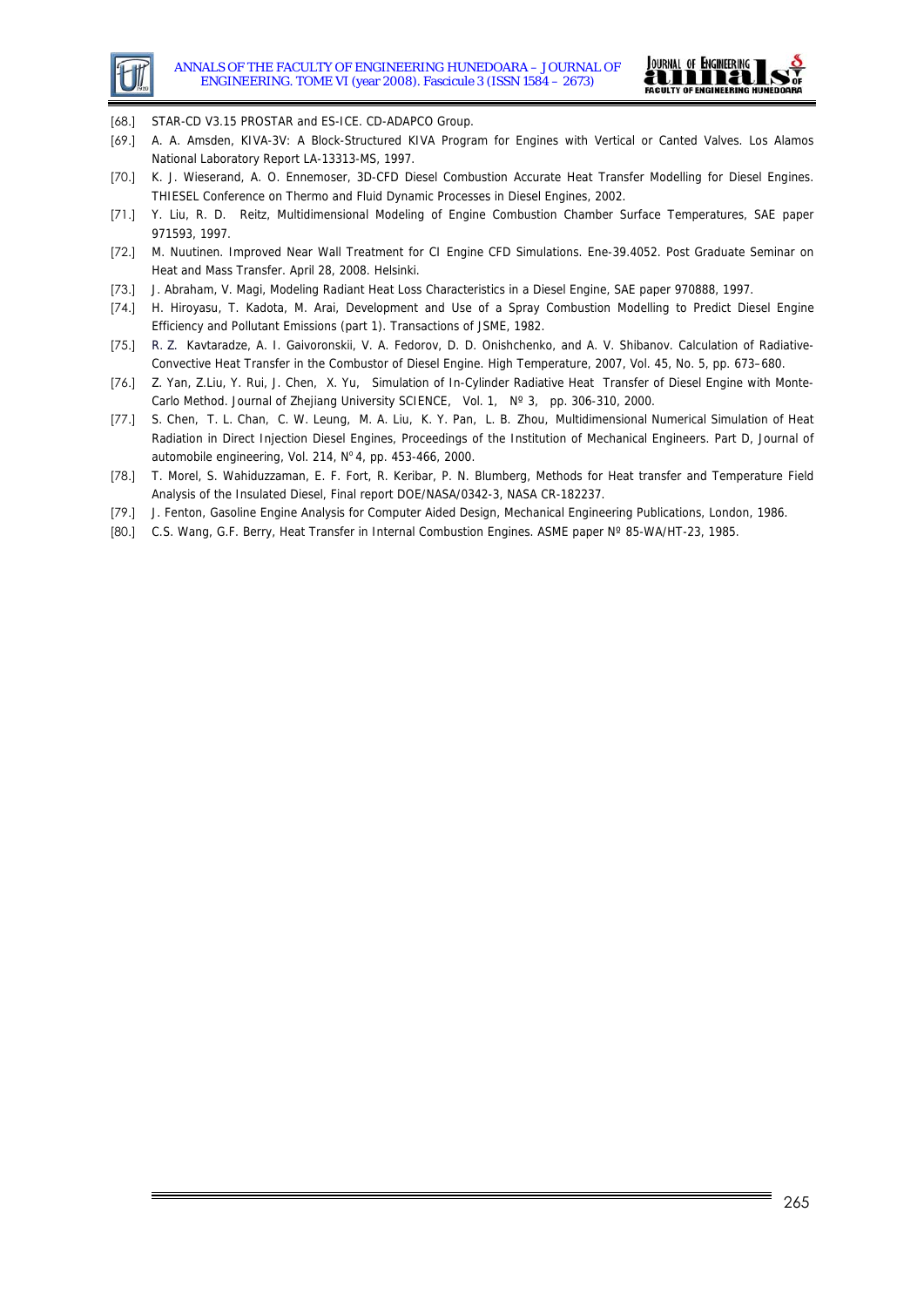[68.] STAR-CD V3.15 PROSTAR and ES-ICE. CD-ADAPCO Group.

[69.] A. A. Amsden, KIVA-3V: A Block-Structured KIVA Program for Engines with Vertical or Canted Valves. Los Alamos National Laboratory Report LA-13313-MS, 1997.

[70.] K. J. Wieserand, A. O. Ennemoser, 3D-CFD Diesel Combustion Accurate Heat Transfer Modelling for Diesel Engines. THIESEL Conference on Thermo and Fluid Dynamic Processes in Diesel Engines, 2002.

[71.] Y. Liu, R. D. Reitz, Multidimensional Modeling of Engine Combustion Chamber Surface Temperatures, SAE paper 971593, 1997.

[72.] M. Nuutinen. Improved Near Wall Treatment for CI Engine CFD Simulations. Ene-39.4052. Post Graduate Seminar on Heat and Mass Transfer. April 28, 2008. Helsinki.

[73.] J. Abraham, V. Magi, Modeling Radiant Heat Loss Characteristics in a Diesel Engine, SAE paper 970888, 1997.

[74.] H. Hiroyasu, T. Kadota, M. Arai, Development and Use of a Spray Combustion Modelling to Predict Diesel Engine Efficiency and Pollutant Emissions (part 1). Transactions of JSME, 1982.

[75.] R. Z. Kavtaradze, A. I. Gaivoronskii, V. A. Fedorov, D. D. Onishchenko, and A. V. Shibanov. Calculation of Radiative-Convective Heat Transfer in the Combustor of Diesel Engine. High Temperature, 2007, Vol. 45, No. 5, pp. 673–680.

[76.] Z. Yan, Z.Liu, Y. Rui, J. Chen, X. Yu, Simulation of In-Cylinder Radiative Heat Transfer of Diesel Engine with Monte-Carlo Method. Journal of Zhejiang University SCIENCE, Vol. 1, Nº 3, pp. 306-310, 2000.

[77.] S. Chen, T. L. Chan, C. W. Leung, M. A. Liu, K. Y. Pan, L. B. Zhou, Multidimensional Numerical Simulation of Heat Radiation in Direct Injection Diesel Engines, Proceedings of the Institution of Mechanical Engineers. Part D, Journal of automobile engineering, Vol. 214, N°4, pp. 453-466, 2000.

[78.] T. Morel, S. Wahiduzzaman, E. F. Fort, R. Keribar, P. N. Blumberg, Methods for Heat transfer and Temperature Field Analysis of the Insulated Diesel, Final report DOE/NASA/0342-3, NASA CR-182237.

[79.] J. Fenton, Gasoline Engine Analysis for Computer Aided Design, Mechanical Engineering Publications, London, 1986.

[80.] C.S. Wang, G.F. Berry, Heat Transfer in Internal Combustion Engines. ASME paper Nº 85-WA/HT-23, 1985.